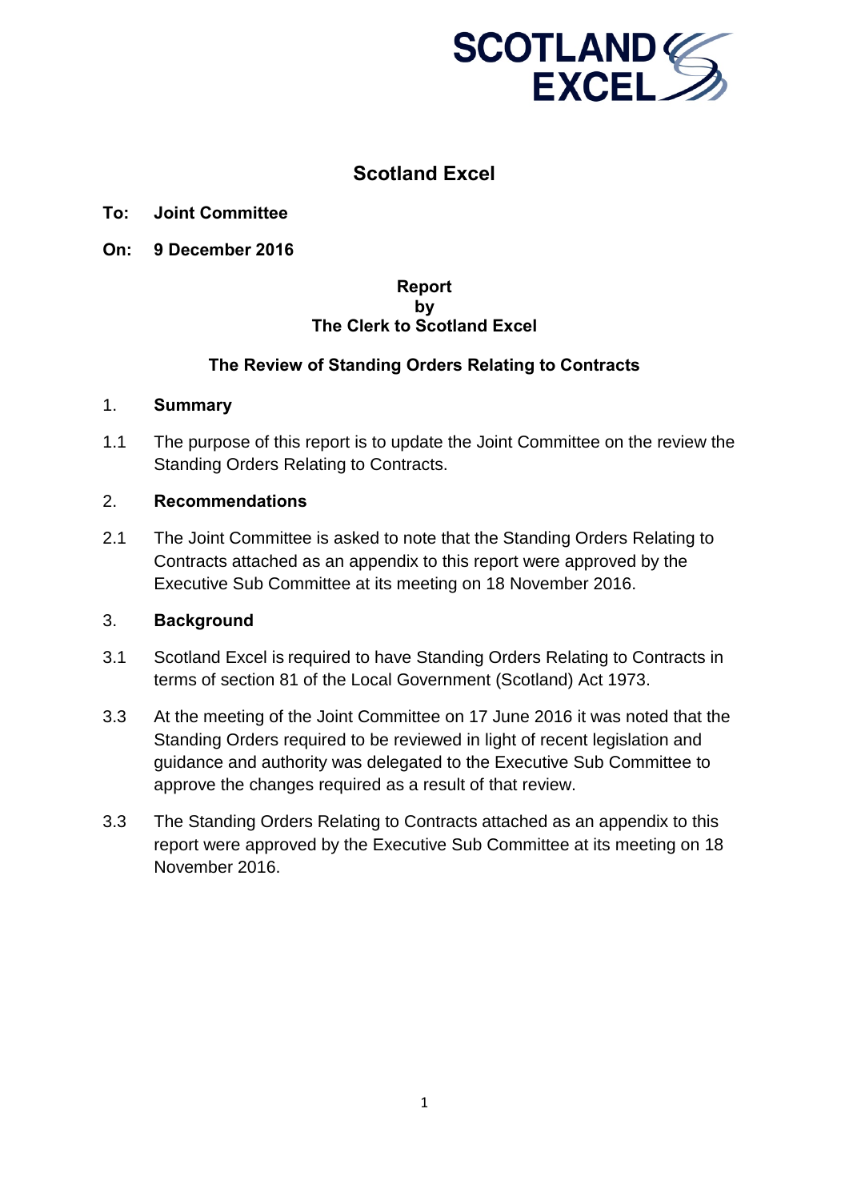# Scotland Excel

**To: Joint Committee**

**On: 9 December 2016**

**Report**
**by**
**The Clerk to Scotland Excel**

## The Review of Standing Orders Relating to Contracts

### 1. Summary

1.1 The purpose of this report is to update the Joint Committee on the review the Standing Orders Relating to Contracts.

### 2. Recommendations

2.1 The Joint Committee is asked to note that the Standing Orders Relating to Contracts attached as an appendix to this report were approved by the Executive Sub Committee at its meeting on 18 November 2016.

### 3. Background

3.1 Scotland Excel is required to have Standing Orders Relating to Contracts in terms of section 81 of the Local Government (Scotland) Act 1973.

3.3 At the meeting of the Joint Committee on 17 June 2016 it was noted that the Standing Orders required to be reviewed in light of recent legislation and guidance and authority was delegated to the Executive Sub Committee to approve the changes required as a result of that review.

3.3 The Standing Orders Relating to Contracts attached as an appendix to this report were approved by the Executive Sub Committee at its meeting on 18 November 2016.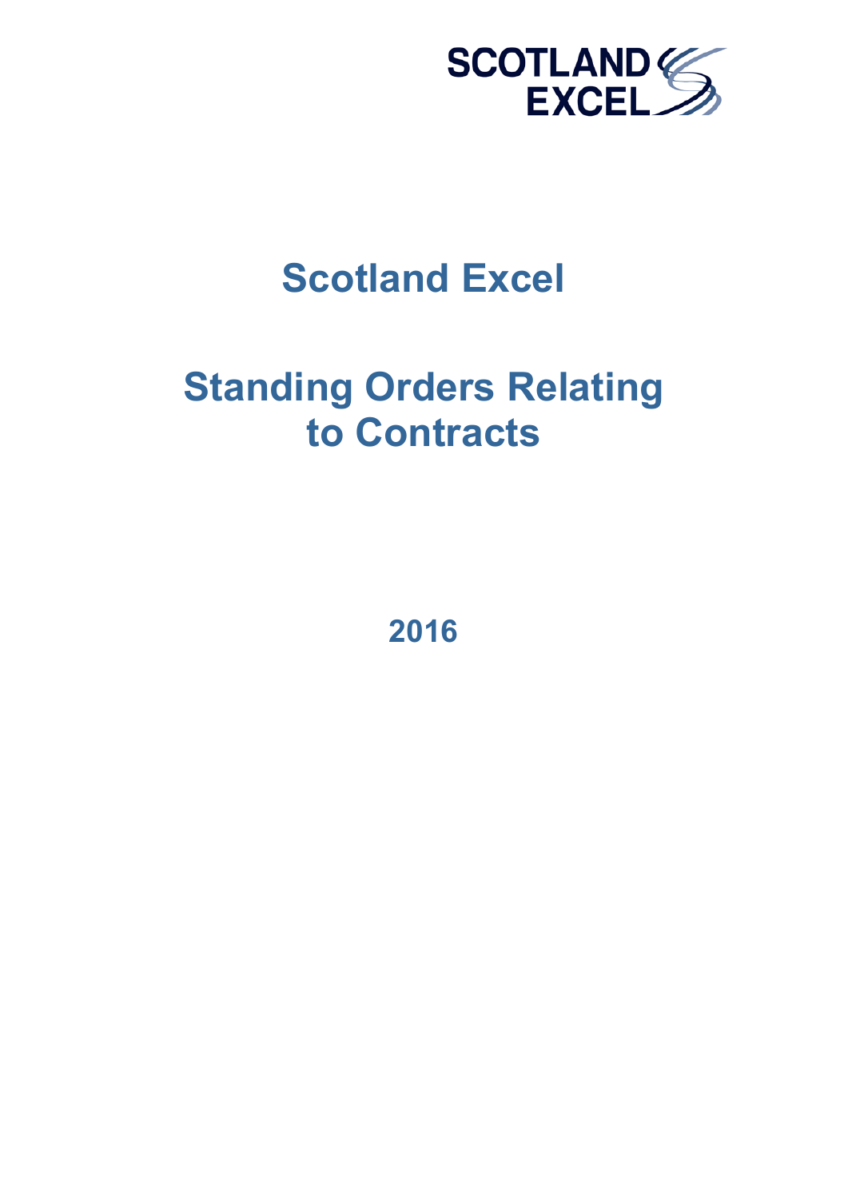SCOTLAND EXCEL

# Scotland Excel

# Standing Orders Relating to Contracts

**2016**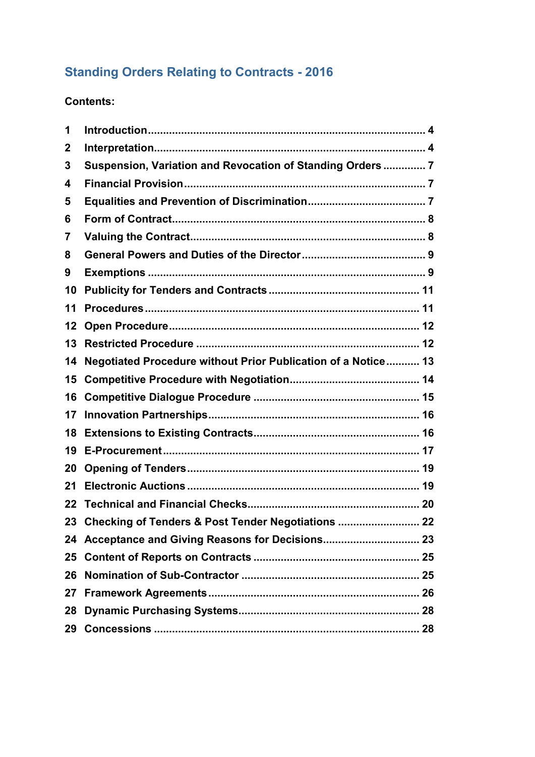## Standing Orders Relating to Contracts - 2016

**Contents:**

| | | |
|---|---|---|
| **1** | **Introduction** | **4** |
| **2** | **Interpretation** | **4** |
| **3** | **Suspension, Variation and Revocation of Standing Orders** | **7** |
| **4** | **Financial Provision** | **7** |
| **5** | **Equalities and Prevention of Discrimination** | **7** |
| **6** | **Form of Contract** | **8** |
| **7** | **Valuing the Contract** | **8** |
| **8** | **General Powers and Duties of the Director** | **9** |
| **9** | **Exemptions** | **9** |
| **10** | **Publicity for Tenders and Contracts** | **11** |
| **11** | **Procedures** | **11** |
| **12** | **Open Procedure** | **12** |
| **13** | **Restricted Procedure** | **12** |
| **14** | **Negotiated Procedure without Prior Publication of a Notice** | **13** |
| **15** | **Competitive Procedure with Negotiation** | **14** |
| **16** | **Competitive Dialogue Procedure** | **15** |
| **17** | **Innovation Partnerships** | **16** |
| **18** | **Extensions to Existing Contracts** | **16** |
| **19** | **E-Procurement** | **17** |
| **20** | **Opening of Tenders** | **19** |
| **21** | **Electronic Auctions** | **19** |
| **22** | **Technical and Financial Checks** | **20** |
| **23** | **Checking of Tenders & Post Tender Negotiations** | **22** |
| **24** | **Acceptance and Giving Reasons for Decisions** | **23** |
| **25** | **Content of Reports on Contracts** | **25** |
| **26** | **Nomination of Sub-Contractor** | **25** |
| **27** | **Framework Agreements** | **26** |
| **28** | **Dynamic Purchasing Systems** | **28** |
| **29** | **Concessions** | **28** |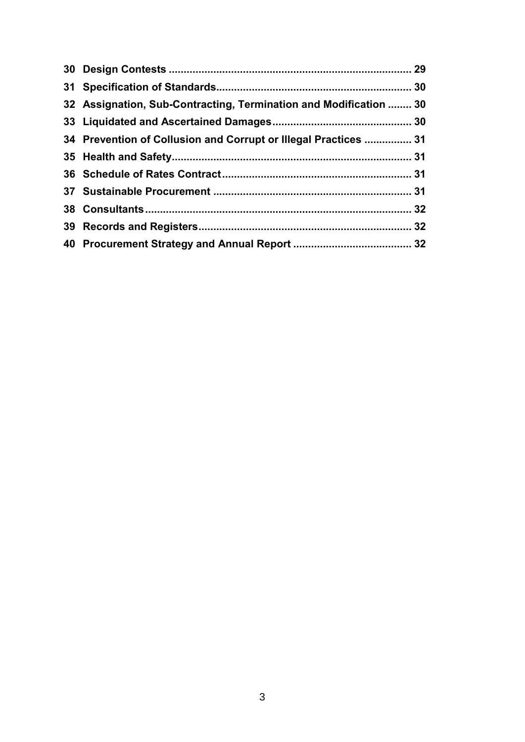**30 Design Contests ..................................................................................... 29**

**31 Specification of Standards.................................................................. 30**

**32 Assignation, Sub-Contracting, Termination and Modification ........ 30**

**33 Liquidated and Ascertained Damages............................................... 30**

**34 Prevention of Collusion and Corrupt or Illegal Practices ................ 31**

**35 Health and Safety................................................................................ 31**

**36 Schedule of Rates Contract............................................................... 31**

**37 Sustainable Procurement .................................................................. 31**

**38 Consultants......................................................................................... 32**

**39 Records and Registers....................................................................... 32**

**40 Procurement Strategy and Annual Report ........................................ 32**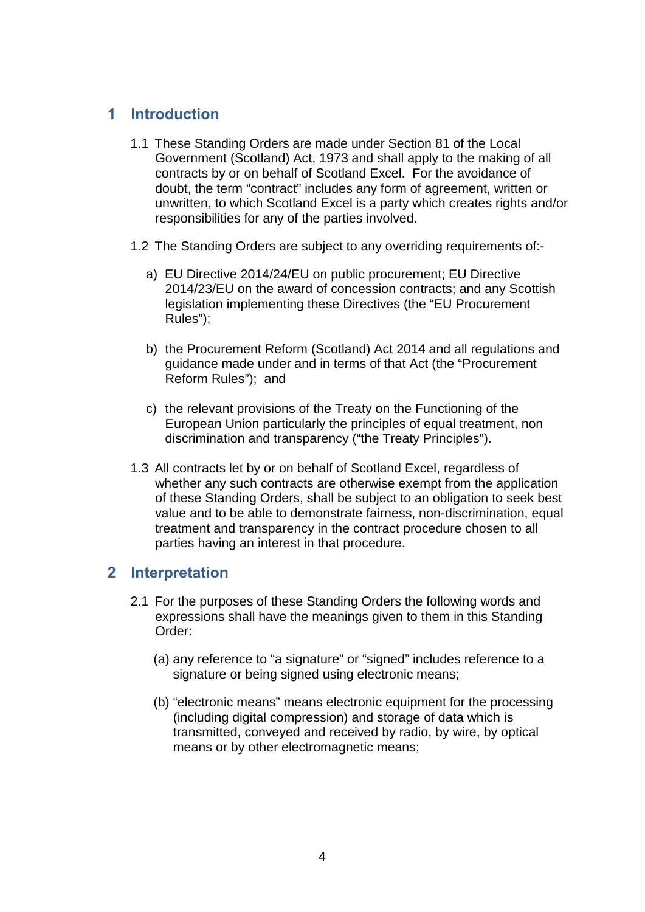## 1 Introduction

1.1 These Standing Orders are made under Section 81 of the Local Government (Scotland) Act, 1973 and shall apply to the making of all contracts by or on behalf of Scotland Excel. For the avoidance of doubt, the term "contract" includes any form of agreement, written or unwritten, to which Scotland Excel is a party which creates rights and/or responsibilities for any of the parties involved.

1.2 The Standing Orders are subject to any overriding requirements of:-

a) EU Directive 2014/24/EU on public procurement; EU Directive 2014/23/EU on the award of concession contracts; and any Scottish legislation implementing these Directives (the "EU Procurement Rules");

b) the Procurement Reform (Scotland) Act 2014 and all regulations and guidance made under and in terms of that Act (the "Procurement Reform Rules"); and

c) the relevant provisions of the Treaty on the Functioning of the European Union particularly the principles of equal treatment, non discrimination and transparency ("the Treaty Principles").

1.3 All contracts let by or on behalf of Scotland Excel, regardless of whether any such contracts are otherwise exempt from the application of these Standing Orders, shall be subject to an obligation to seek best value and to be able to demonstrate fairness, non-discrimination, equal treatment and transparency in the contract procedure chosen to all parties having an interest in that procedure.

## 2 Interpretation

2.1 For the purposes of these Standing Orders the following words and expressions shall have the meanings given to them in this Standing Order:

(a) any reference to "a signature" or "signed" includes reference to a signature or being signed using electronic means;

(b) "electronic means" means electronic equipment for the processing (including digital compression) and storage of data which is transmitted, conveyed and received by radio, by wire, by optical means or by other electromagnetic means;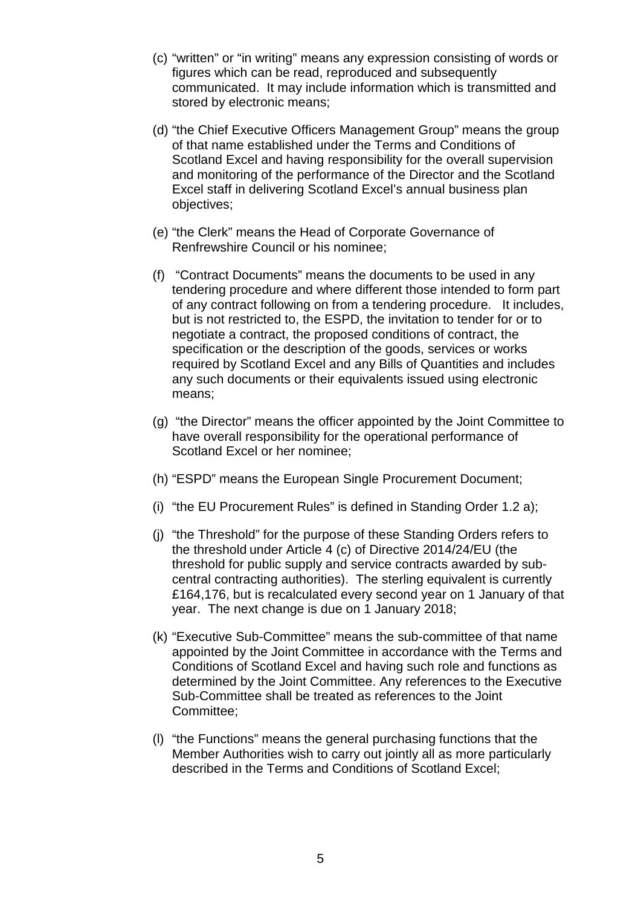(c) "written" or "in writing" means any expression consisting of words or figures which can be read, reproduced and subsequently communicated. It may include information which is transmitted and stored by electronic means;

(d) "the Chief Executive Officers Management Group" means the group of that name established under the Terms and Conditions of Scotland Excel and having responsibility for the overall supervision and monitoring of the performance of the Director and the Scotland Excel staff in delivering Scotland Excel's annual business plan objectives;

(e) "the Clerk" means the Head of Corporate Governance of Renfrewshire Council or his nominee;

(f) "Contract Documents" means the documents to be used in any tendering procedure and where different those intended to form part of any contract following on from a tendering procedure. It includes, but is not restricted to, the ESPD, the invitation to tender for or to negotiate a contract, the proposed conditions of contract, the specification or the description of the goods, services or works required by Scotland Excel and any Bills of Quantities and includes any such documents or their equivalents issued using electronic means;

(g) "the Director" means the officer appointed by the Joint Committee to have overall responsibility for the operational performance of Scotland Excel or her nominee;

(h) "ESPD" means the European Single Procurement Document;

(i) "the EU Procurement Rules" is defined in Standing Order 1.2 a);

(j) "the Threshold" for the purpose of these Standing Orders refers to the threshold under Article 4 (c) of Directive 2014/24/EU (the threshold for public supply and service contracts awarded by sub-central contracting authorities). The sterling equivalent is currently £164,176, but is recalculated every second year on 1 January of that year. The next change is due on 1 January 2018;

(k) "Executive Sub-Committee" means the sub-committee of that name appointed by the Joint Committee in accordance with the Terms and Conditions of Scotland Excel and having such role and functions as determined by the Joint Committee. Any references to the Executive Sub-Committee shall be treated as references to the Joint Committee;

(l) "the Functions" means the general purchasing functions that the Member Authorities wish to carry out jointly all as more particularly described in the Terms and Conditions of Scotland Excel;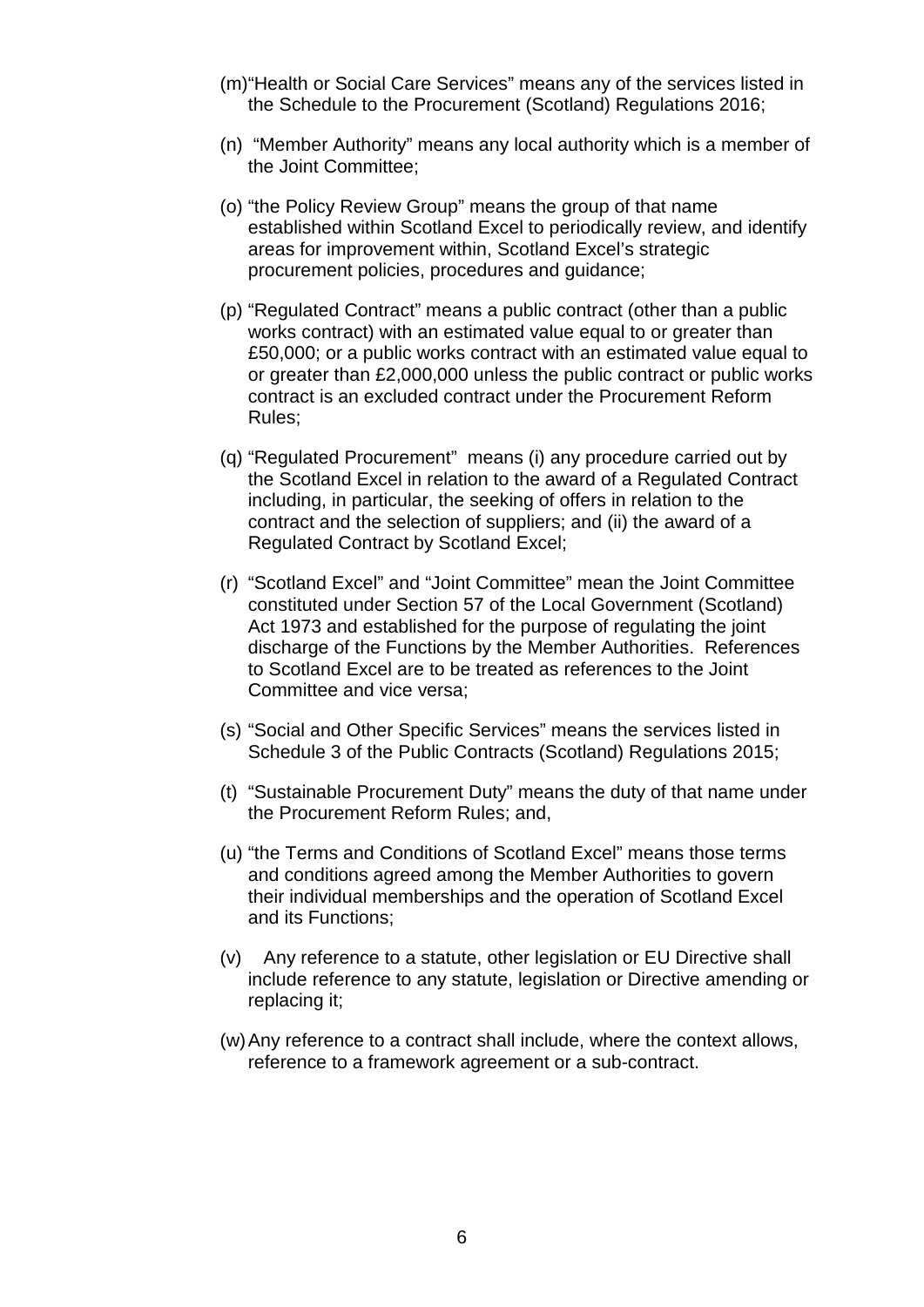(m) "Health or Social Care Services" means any of the services listed in the Schedule to the Procurement (Scotland) Regulations 2016;

(n) "Member Authority" means any local authority which is a member of the Joint Committee;

(o) "the Policy Review Group" means the group of that name established within Scotland Excel to periodically review, and identify areas for improvement within, Scotland Excel's strategic procurement policies, procedures and guidance;

(p) "Regulated Contract" means a public contract (other than a public works contract) with an estimated value equal to or greater than £50,000; or a public works contract with an estimated value equal to or greater than £2,000,000 unless the public contract or public works contract is an excluded contract under the Procurement Reform Rules;

(q) "Regulated Procurement" means (i) any procedure carried out by the Scotland Excel in relation to the award of a Regulated Contract including, in particular, the seeking of offers in relation to the contract and the selection of suppliers; and (ii) the award of a Regulated Contract by Scotland Excel;

(r) "Scotland Excel" and "Joint Committee" mean the Joint Committee constituted under Section 57 of the Local Government (Scotland) Act 1973 and established for the purpose of regulating the joint discharge of the Functions by the Member Authorities. References to Scotland Excel are to be treated as references to the Joint Committee and vice versa;

(s) "Social and Other Specific Services" means the services listed in Schedule 3 of the Public Contracts (Scotland) Regulations 2015;

(t) "Sustainable Procurement Duty" means the duty of that name under the Procurement Reform Rules; and,

(u) "the Terms and Conditions of Scotland Excel" means those terms and conditions agreed among the Member Authorities to govern their individual memberships and the operation of Scotland Excel and its Functions;

(v) Any reference to a statute, other legislation or EU Directive shall include reference to any statute, legislation or Directive amending or replacing it;

(w) Any reference to a contract shall include, where the context allows, reference to a framework agreement or a sub-contract.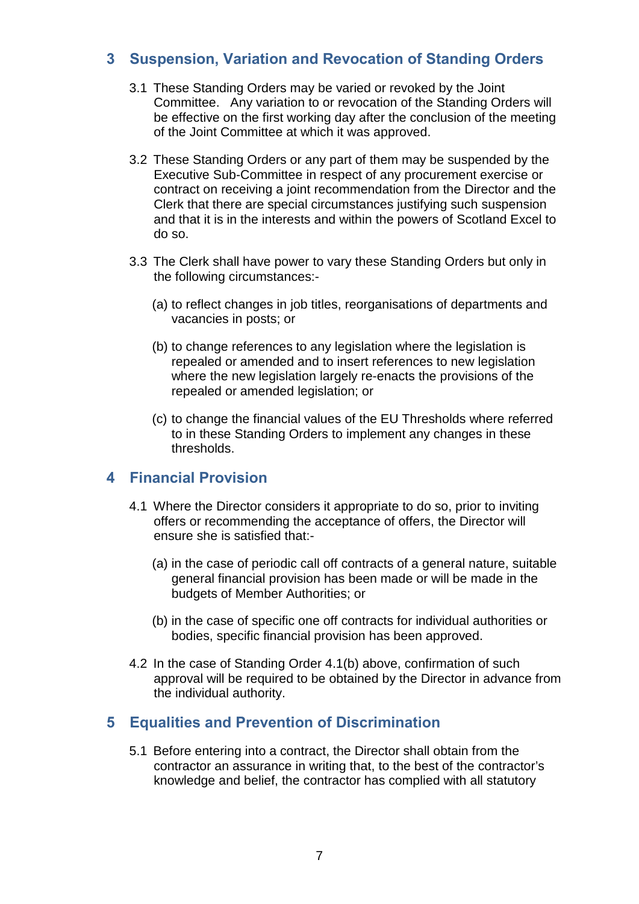## 3 Suspension, Variation and Revocation of Standing Orders

3.1 These Standing Orders may be varied or revoked by the Joint Committee. Any variation to or revocation of the Standing Orders will be effective on the first working day after the conclusion of the meeting of the Joint Committee at which it was approved.

3.2 These Standing Orders or any part of them may be suspended by the Executive Sub-Committee in respect of any procurement exercise or contract on receiving a joint recommendation from the Director and the Clerk that there are special circumstances justifying such suspension and that it is in the interests and within the powers of Scotland Excel to do so.

3.3 The Clerk shall have power to vary these Standing Orders but only in the following circumstances:-

(a) to reflect changes in job titles, reorganisations of departments and vacancies in posts; or

(b) to change references to any legislation where the legislation is repealed or amended and to insert references to new legislation where the new legislation largely re-enacts the provisions of the repealed or amended legislation; or

(c) to change the financial values of the EU Thresholds where referred to in these Standing Orders to implement any changes in these thresholds.

## 4 Financial Provision

4.1 Where the Director considers it appropriate to do so, prior to inviting offers or recommending the acceptance of offers, the Director will ensure she is satisfied that:-

(a) in the case of periodic call off contracts of a general nature, suitable general financial provision has been made or will be made in the budgets of Member Authorities; or

(b) in the case of specific one off contracts for individual authorities or bodies, specific financial provision has been approved.

4.2 In the case of Standing Order 4.1(b) above, confirmation of such approval will be required to be obtained by the Director in advance from the individual authority.

## 5 Equalities and Prevention of Discrimination

5.1 Before entering into a contract, the Director shall obtain from the contractor an assurance in writing that, to the best of the contractor's knowledge and belief, the contractor has complied with all statutory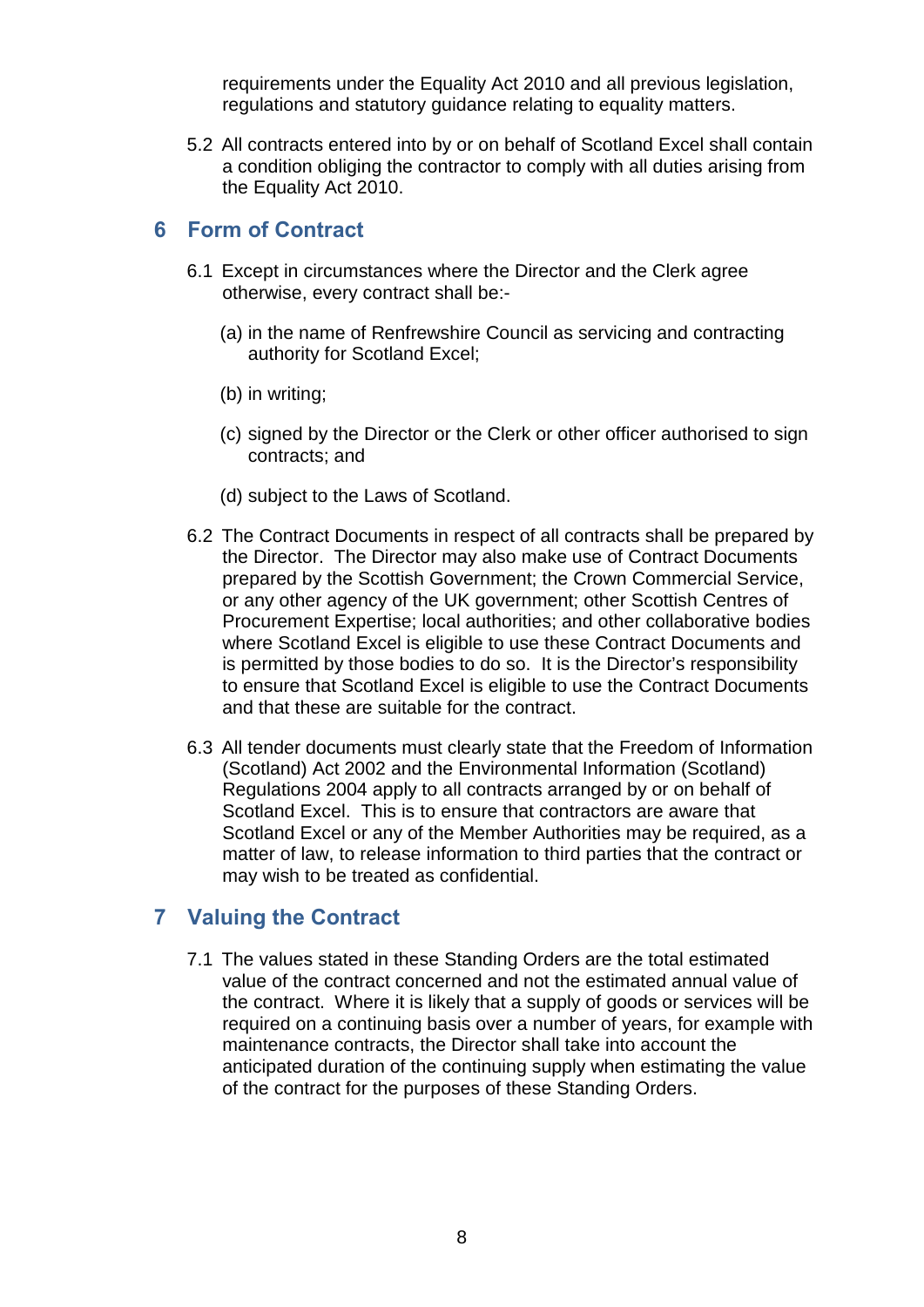requirements under the Equality Act 2010 and all previous legislation, regulations and statutory guidance relating to equality matters.

5.2 All contracts entered into by or on behalf of Scotland Excel shall contain a condition obliging the contractor to comply with all duties arising from the Equality Act 2010.

## 6 Form of Contract

6.1 Except in circumstances where the Director and the Clerk agree otherwise, every contract shall be:-

(a) in the name of Renfrewshire Council as servicing and contracting authority for Scotland Excel;

(b) in writing;

(c) signed by the Director or the Clerk or other officer authorised to sign contracts; and

(d) subject to the Laws of Scotland.

6.2 The Contract Documents in respect of all contracts shall be prepared by the Director. The Director may also make use of Contract Documents prepared by the Scottish Government; the Crown Commercial Service, or any other agency of the UK government; other Scottish Centres of Procurement Expertise; local authorities; and other collaborative bodies where Scotland Excel is eligible to use these Contract Documents and is permitted by those bodies to do so. It is the Director's responsibility to ensure that Scotland Excel is eligible to use the Contract Documents and that these are suitable for the contract.

6.3 All tender documents must clearly state that the Freedom of Information (Scotland) Act 2002 and the Environmental Information (Scotland) Regulations 2004 apply to all contracts arranged by or on behalf of Scotland Excel. This is to ensure that contractors are aware that Scotland Excel or any of the Member Authorities may be required, as a matter of law, to release information to third parties that the contract or may wish to be treated as confidential.

## 7 Valuing the Contract

7.1 The values stated in these Standing Orders are the total estimated value of the contract concerned and not the estimated annual value of the contract. Where it is likely that a supply of goods or services will be required on a continuing basis over a number of years, for example with maintenance contracts, the Director shall take into account the anticipated duration of the continuing supply when estimating the value of the contract for the purposes of these Standing Orders.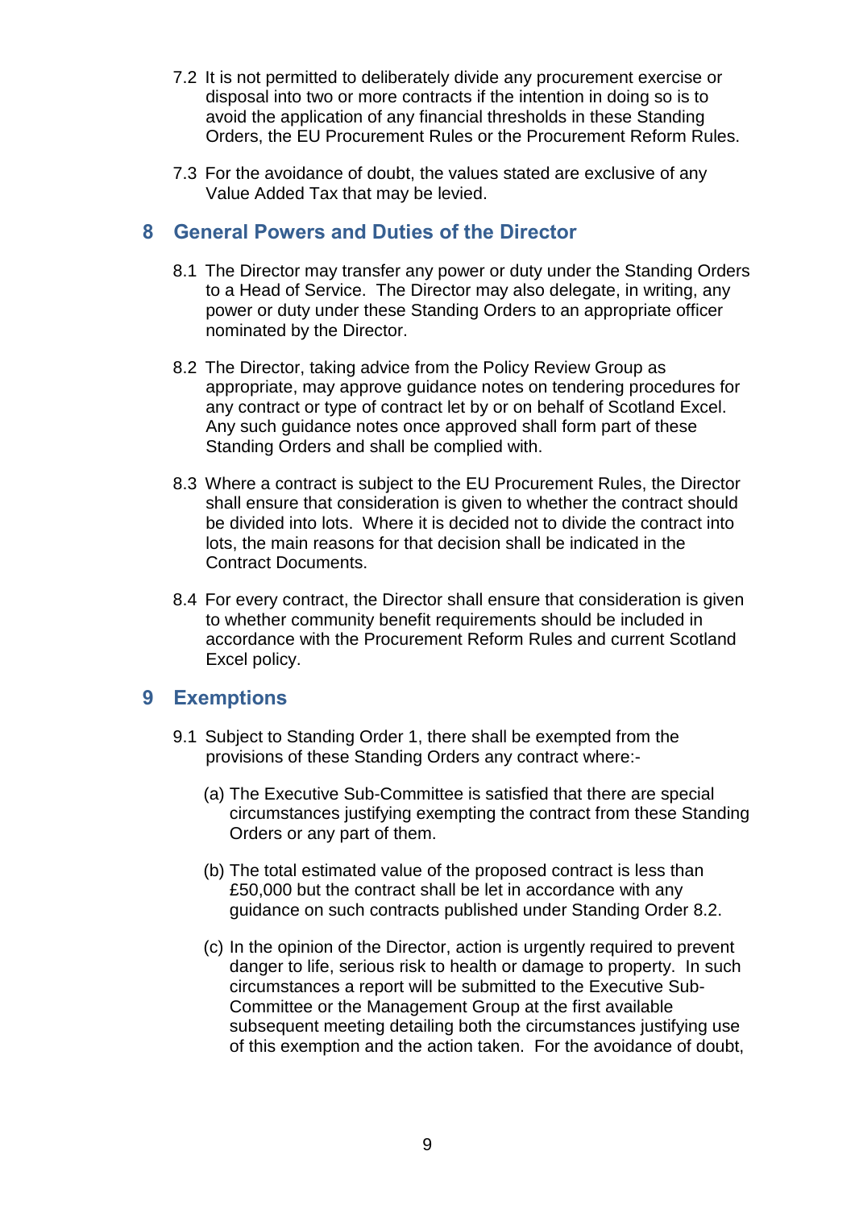7.2 It is not permitted to deliberately divide any procurement exercise or disposal into two or more contracts if the intention in doing so is to avoid the application of any financial thresholds in these Standing Orders, the EU Procurement Rules or the Procurement Reform Rules.

7.3 For the avoidance of doubt, the values stated are exclusive of any Value Added Tax that may be levied.

## 8 General Powers and Duties of the Director

8.1 The Director may transfer any power or duty under the Standing Orders to a Head of Service. The Director may also delegate, in writing, any power or duty under these Standing Orders to an appropriate officer nominated by the Director.

8.2 The Director, taking advice from the Policy Review Group as appropriate, may approve guidance notes on tendering procedures for any contract or type of contract let by or on behalf of Scotland Excel. Any such guidance notes once approved shall form part of these Standing Orders and shall be complied with.

8.3 Where a contract is subject to the EU Procurement Rules, the Director shall ensure that consideration is given to whether the contract should be divided into lots. Where it is decided not to divide the contract into lots, the main reasons for that decision shall be indicated in the Contract Documents.

8.4 For every contract, the Director shall ensure that consideration is given to whether community benefit requirements should be included in accordance with the Procurement Reform Rules and current Scotland Excel policy.

## 9 Exemptions

9.1 Subject to Standing Order 1, there shall be exempted from the provisions of these Standing Orders any contract where:-

(a) The Executive Sub-Committee is satisfied that there are special circumstances justifying exempting the contract from these Standing Orders or any part of them.

(b) The total estimated value of the proposed contract is less than £50,000 but the contract shall be let in accordance with any guidance on such contracts published under Standing Order 8.2.

(c) In the opinion of the Director, action is urgently required to prevent danger to life, serious risk to health or damage to property. In such circumstances a report will be submitted to the Executive Sub-Committee or the Management Group at the first available subsequent meeting detailing both the circumstances justifying use of this exemption and the action taken. For the avoidance of doubt,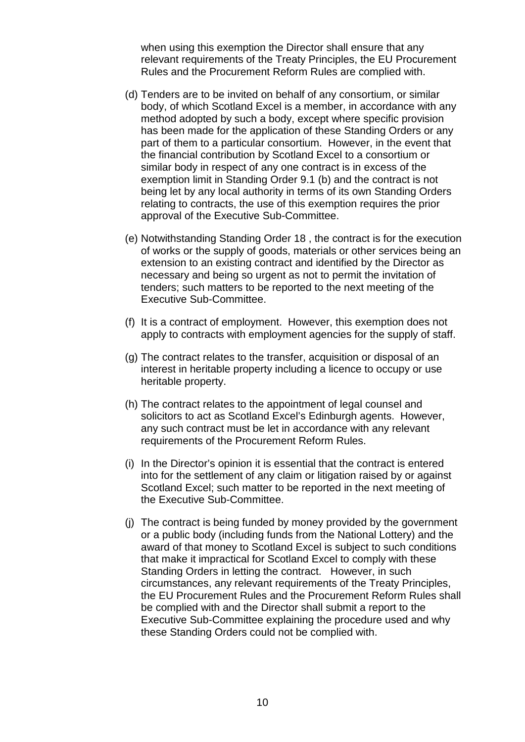when using this exemption the Director shall ensure that any relevant requirements of the Treaty Principles, the EU Procurement Rules and the Procurement Reform Rules are complied with.

(d) Tenders are to be invited on behalf of any consortium, or similar body, of which Scotland Excel is a member, in accordance with any method adopted by such a body, except where specific provision has been made for the application of these Standing Orders or any part of them to a particular consortium. However, in the event that the financial contribution by Scotland Excel to a consortium or similar body in respect of any one contract is in excess of the exemption limit in Standing Order 9.1 (b) and the contract is not being let by any local authority in terms of its own Standing Orders relating to contracts, the use of this exemption requires the prior approval of the Executive Sub-Committee.

(e) Notwithstanding Standing Order 18 , the contract is for the execution of works or the supply of goods, materials or other services being an extension to an existing contract and identified by the Director as necessary and being so urgent as not to permit the invitation of tenders; such matters to be reported to the next meeting of the Executive Sub-Committee.

(f) It is a contract of employment. However, this exemption does not apply to contracts with employment agencies for the supply of staff.

(g) The contract relates to the transfer, acquisition or disposal of an interest in heritable property including a licence to occupy or use heritable property.

(h) The contract relates to the appointment of legal counsel and solicitors to act as Scotland Excel's Edinburgh agents. However, any such contract must be let in accordance with any relevant requirements of the Procurement Reform Rules.

(i) In the Director's opinion it is essential that the contract is entered into for the settlement of any claim or litigation raised by or against Scotland Excel; such matter to be reported in the next meeting of the Executive Sub-Committee.

(j) The contract is being funded by money provided by the government or a public body (including funds from the National Lottery) and the award of that money to Scotland Excel is subject to such conditions that make it impractical for Scotland Excel to comply with these Standing Orders in letting the contract. However, in such circumstances, any relevant requirements of the Treaty Principles, the EU Procurement Rules and the Procurement Reform Rules shall be complied with and the Director shall submit a report to the Executive Sub-Committee explaining the procedure used and why these Standing Orders could not be complied with.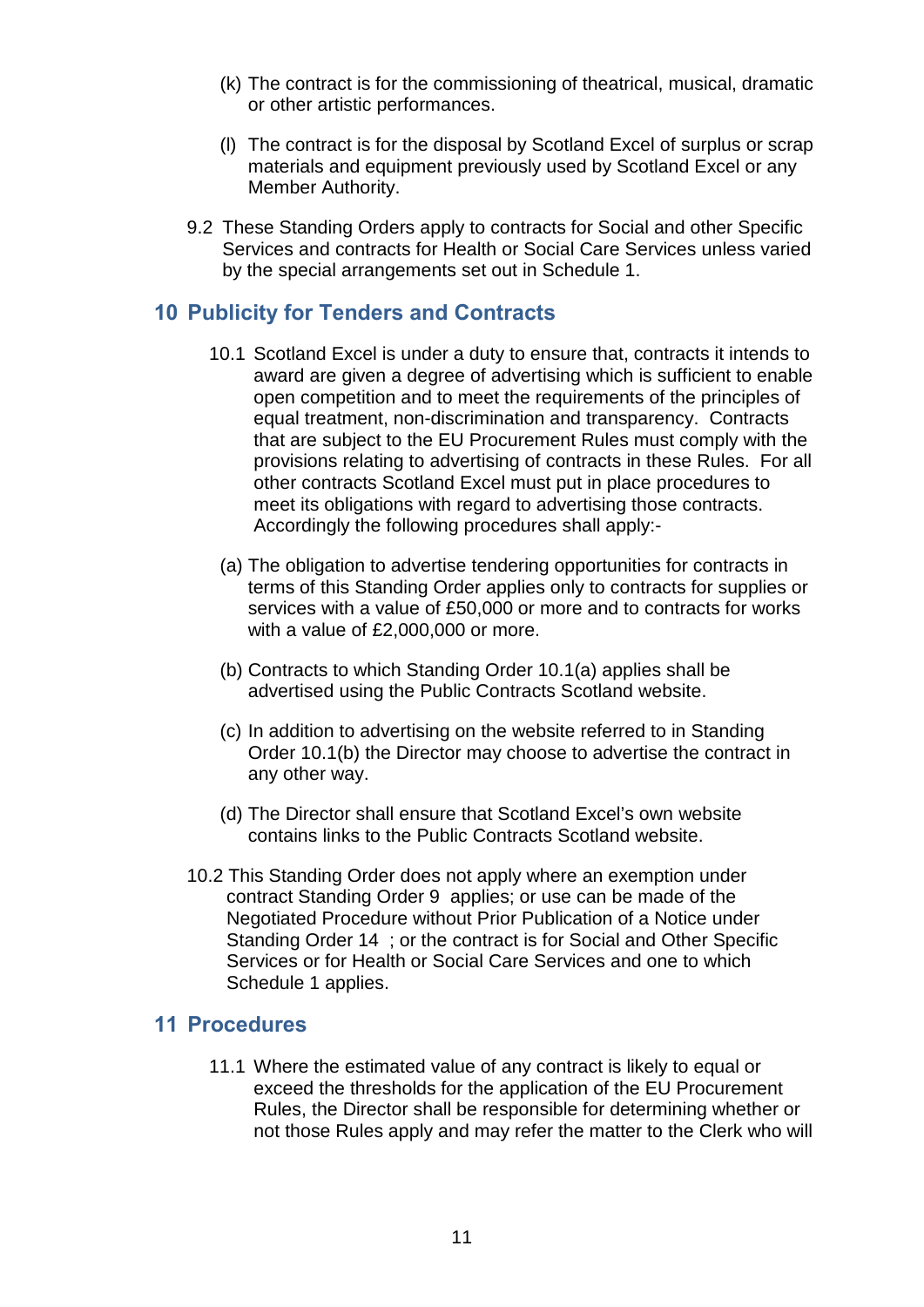(k) The contract is for the commissioning of theatrical, musical, dramatic or other artistic performances.

(l) The contract is for the disposal by Scotland Excel of surplus or scrap materials and equipment previously used by Scotland Excel or any Member Authority.

9.2 These Standing Orders apply to contracts for Social and other Specific Services and contracts for Health or Social Care Services unless varied by the special arrangements set out in Schedule 1.

## 10 Publicity for Tenders and Contracts

10.1 Scotland Excel is under a duty to ensure that, contracts it intends to award are given a degree of advertising which is sufficient to enable open competition and to meet the requirements of the principles of equal treatment, non-discrimination and transparency. Contracts that are subject to the EU Procurement Rules must comply with the provisions relating to advertising of contracts in these Rules. For all other contracts Scotland Excel must put in place procedures to meet its obligations with regard to advertising those contracts. Accordingly the following procedures shall apply:-

(a) The obligation to advertise tendering opportunities for contracts in terms of this Standing Order applies only to contracts for supplies or services with a value of £50,000 or more and to contracts for works with a value of £2,000,000 or more.

(b) Contracts to which Standing Order 10.1(a) applies shall be advertised using the Public Contracts Scotland website.

(c) In addition to advertising on the website referred to in Standing Order 10.1(b) the Director may choose to advertise the contract in any other way.

(d) The Director shall ensure that Scotland Excel's own website contains links to the Public Contracts Scotland website.

10.2 This Standing Order does not apply where an exemption under contract Standing Order 9 applies; or use can be made of the Negotiated Procedure without Prior Publication of a Notice under Standing Order 14 ; or the contract is for Social and Other Specific Services or for Health or Social Care Services and one to which Schedule 1 applies.

## 11 Procedures

11.1 Where the estimated value of any contract is likely to equal or exceed the thresholds for the application of the EU Procurement Rules, the Director shall be responsible for determining whether or not those Rules apply and may refer the matter to the Clerk who will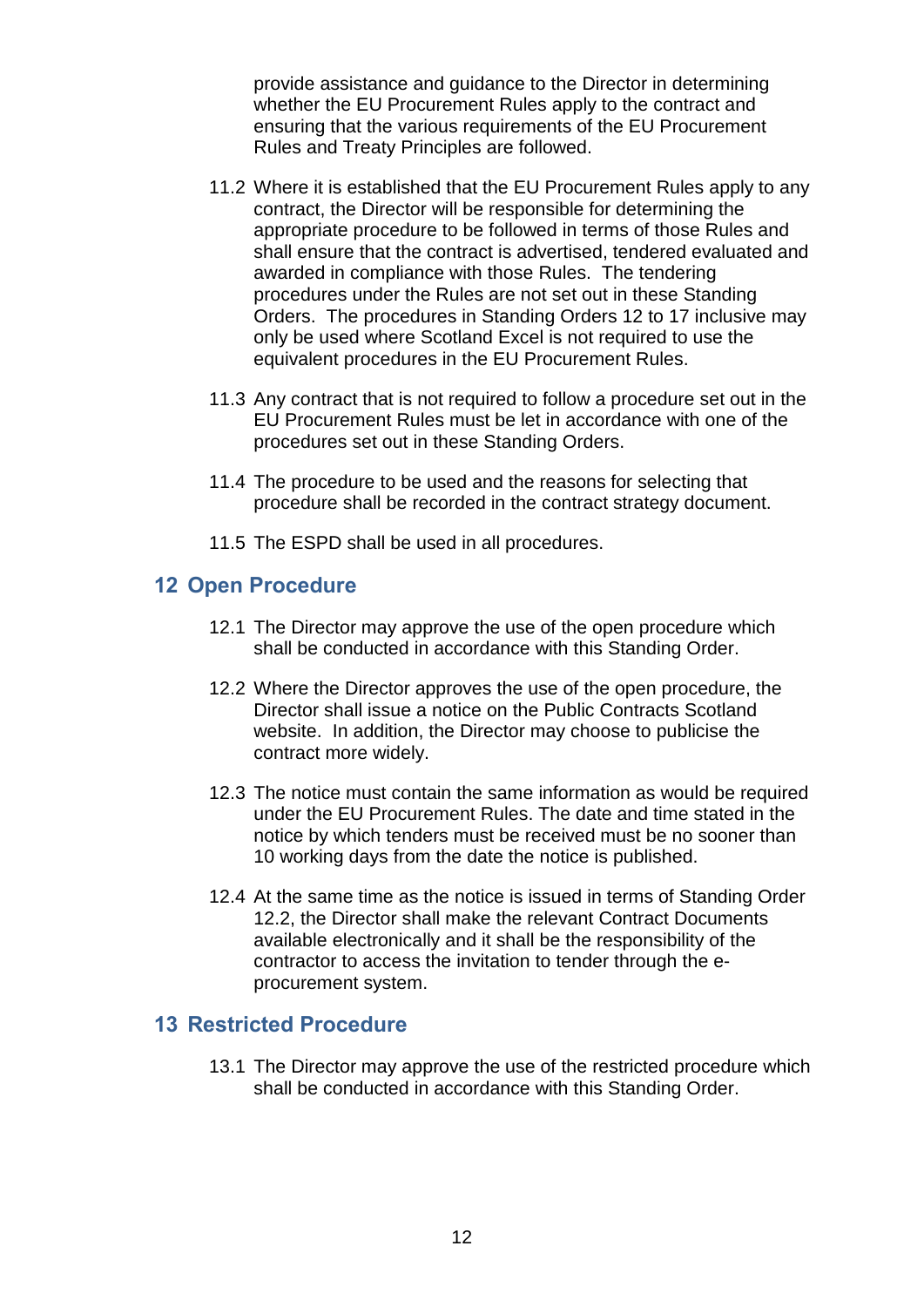provide assistance and guidance to the Director in determining whether the EU Procurement Rules apply to the contract and ensuring that the various requirements of the EU Procurement Rules and Treaty Principles are followed.

11.2 Where it is established that the EU Procurement Rules apply to any contract, the Director will be responsible for determining the appropriate procedure to be followed in terms of those Rules and shall ensure that the contract is advertised, tendered evaluated and awarded in compliance with those Rules. The tendering procedures under the Rules are not set out in these Standing Orders. The procedures in Standing Orders 12 to 17 inclusive may only be used where Scotland Excel is not required to use the equivalent procedures in the EU Procurement Rules.

11.3 Any contract that is not required to follow a procedure set out in the EU Procurement Rules must be let in accordance with one of the procedures set out in these Standing Orders.

11.4 The procedure to be used and the reasons for selecting that procedure shall be recorded in the contract strategy document.

11.5 The ESPD shall be used in all procedures.

## 12 Open Procedure

12.1 The Director may approve the use of the open procedure which shall be conducted in accordance with this Standing Order.

12.2 Where the Director approves the use of the open procedure, the Director shall issue a notice on the Public Contracts Scotland website. In addition, the Director may choose to publicise the contract more widely.

12.3 The notice must contain the same information as would be required under the EU Procurement Rules. The date and time stated in the notice by which tenders must be received must be no sooner than 10 working days from the date the notice is published.

12.4 At the same time as the notice is issued in terms of Standing Order 12.2, the Director shall make the relevant Contract Documents available electronically and it shall be the responsibility of the contractor to access the invitation to tender through the e-procurement system.

## 13 Restricted Procedure

13.1 The Director may approve the use of the restricted procedure which shall be conducted in accordance with this Standing Order.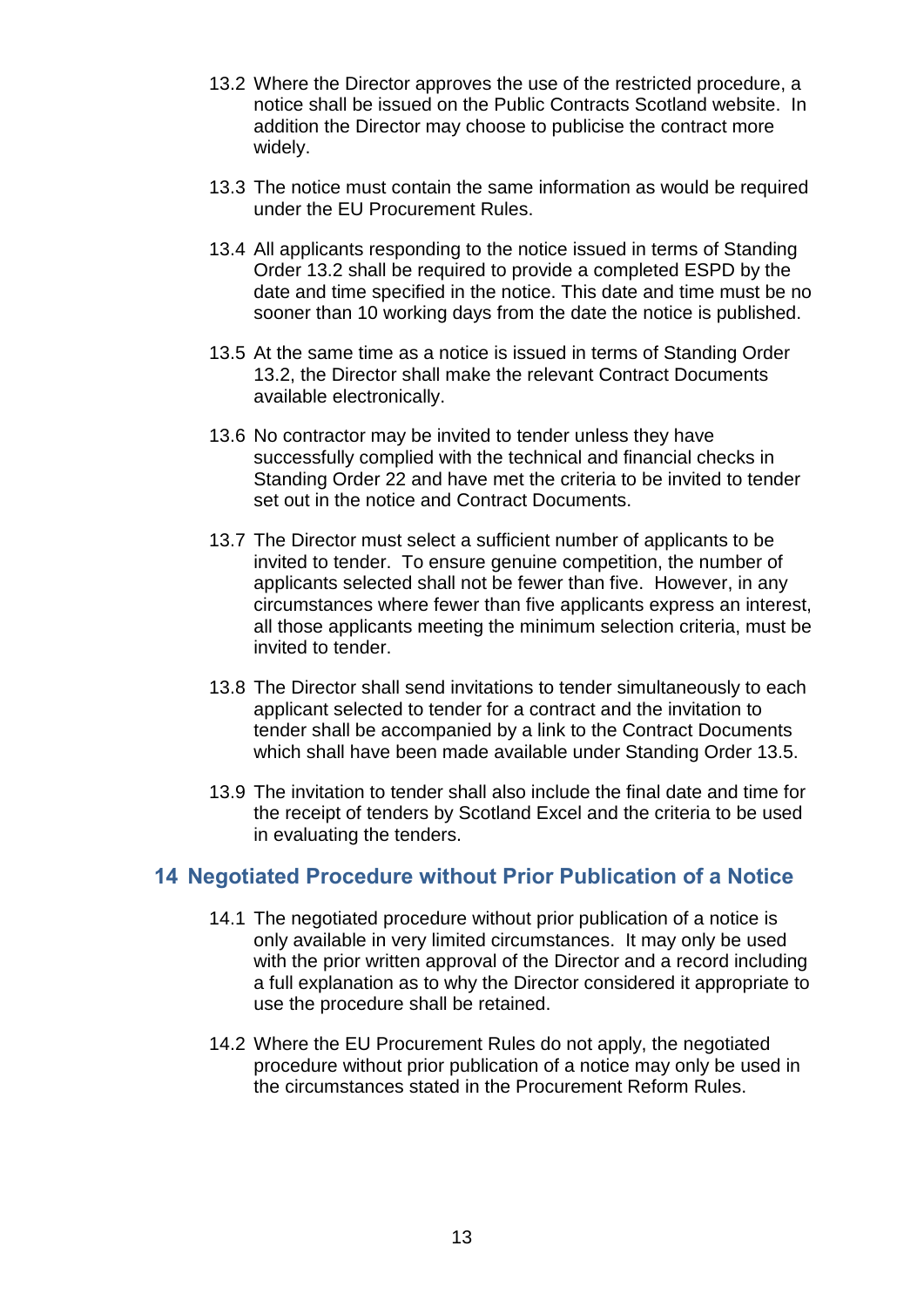13.2 Where the Director approves the use of the restricted procedure, a notice shall be issued on the Public Contracts Scotland website. In addition the Director may choose to publicise the contract more widely.

13.3 The notice must contain the same information as would be required under the EU Procurement Rules.

13.4 All applicants responding to the notice issued in terms of Standing Order 13.2 shall be required to provide a completed ESPD by the date and time specified in the notice. This date and time must be no sooner than 10 working days from the date the notice is published.

13.5 At the same time as a notice is issued in terms of Standing Order 13.2, the Director shall make the relevant Contract Documents available electronically.

13.6 No contractor may be invited to tender unless they have successfully complied with the technical and financial checks in Standing Order 22 and have met the criteria to be invited to tender set out in the notice and Contract Documents.

13.7 The Director must select a sufficient number of applicants to be invited to tender. To ensure genuine competition, the number of applicants selected shall not be fewer than five. However, in any circumstances where fewer than five applicants express an interest, all those applicants meeting the minimum selection criteria, must be invited to tender.

13.8 The Director shall send invitations to tender simultaneously to each applicant selected to tender for a contract and the invitation to tender shall be accompanied by a link to the Contract Documents which shall have been made available under Standing Order 13.5.

13.9 The invitation to tender shall also include the final date and time for the receipt of tenders by Scotland Excel and the criteria to be used in evaluating the tenders.

## 14 Negotiated Procedure without Prior Publication of a Notice

14.1 The negotiated procedure without prior publication of a notice is only available in very limited circumstances. It may only be used with the prior written approval of the Director and a record including a full explanation as to why the Director considered it appropriate to use the procedure shall be retained.

14.2 Where the EU Procurement Rules do not apply, the negotiated procedure without prior publication of a notice may only be used in the circumstances stated in the Procurement Reform Rules.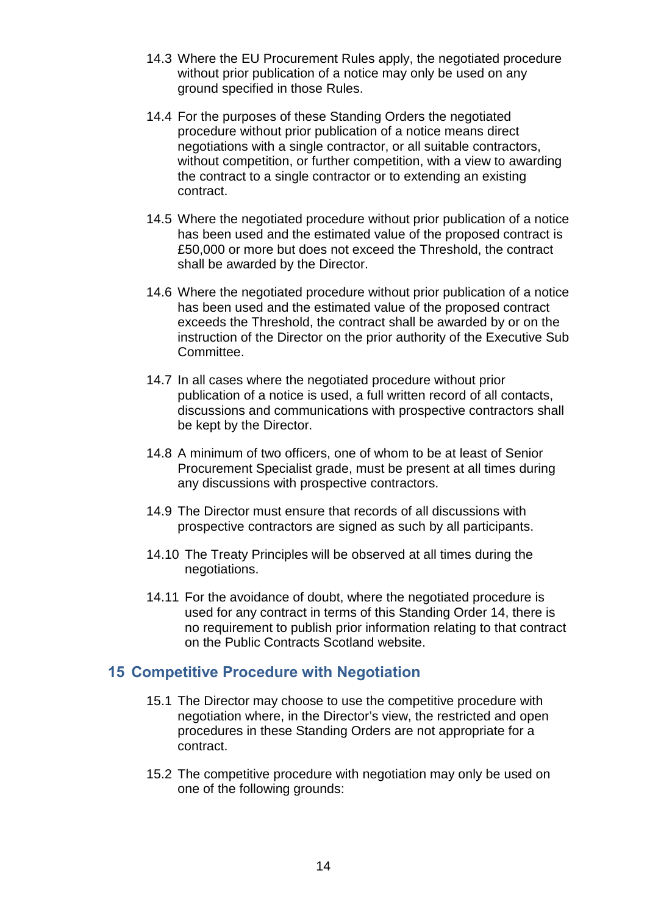14.3 Where the EU Procurement Rules apply, the negotiated procedure without prior publication of a notice may only be used on any ground specified in those Rules.

14.4 For the purposes of these Standing Orders the negotiated procedure without prior publication of a notice means direct negotiations with a single contractor, or all suitable contractors, without competition, or further competition, with a view to awarding the contract to a single contractor or to extending an existing contract.

14.5 Where the negotiated procedure without prior publication of a notice has been used and the estimated value of the proposed contract is £50,000 or more but does not exceed the Threshold, the contract shall be awarded by the Director.

14.6 Where the negotiated procedure without prior publication of a notice has been used and the estimated value of the proposed contract exceeds the Threshold, the contract shall be awarded by or on the instruction of the Director on the prior authority of the Executive Sub Committee.

14.7 In all cases where the negotiated procedure without prior publication of a notice is used, a full written record of all contacts, discussions and communications with prospective contractors shall be kept by the Director.

14.8 A minimum of two officers, one of whom to be at least of Senior Procurement Specialist grade, must be present at all times during any discussions with prospective contractors.

14.9 The Director must ensure that records of all discussions with prospective contractors are signed as such by all participants.

14.10 The Treaty Principles will be observed at all times during the negotiations.

14.11 For the avoidance of doubt, where the negotiated procedure is used for any contract in terms of this Standing Order 14, there is no requirement to publish prior information relating to that contract on the Public Contracts Scotland website.

## 15 Competitive Procedure with Negotiation

15.1 The Director may choose to use the competitive procedure with negotiation where, in the Director's view, the restricted and open procedures in these Standing Orders are not appropriate for a contract.

15.2 The competitive procedure with negotiation may only be used on one of the following grounds: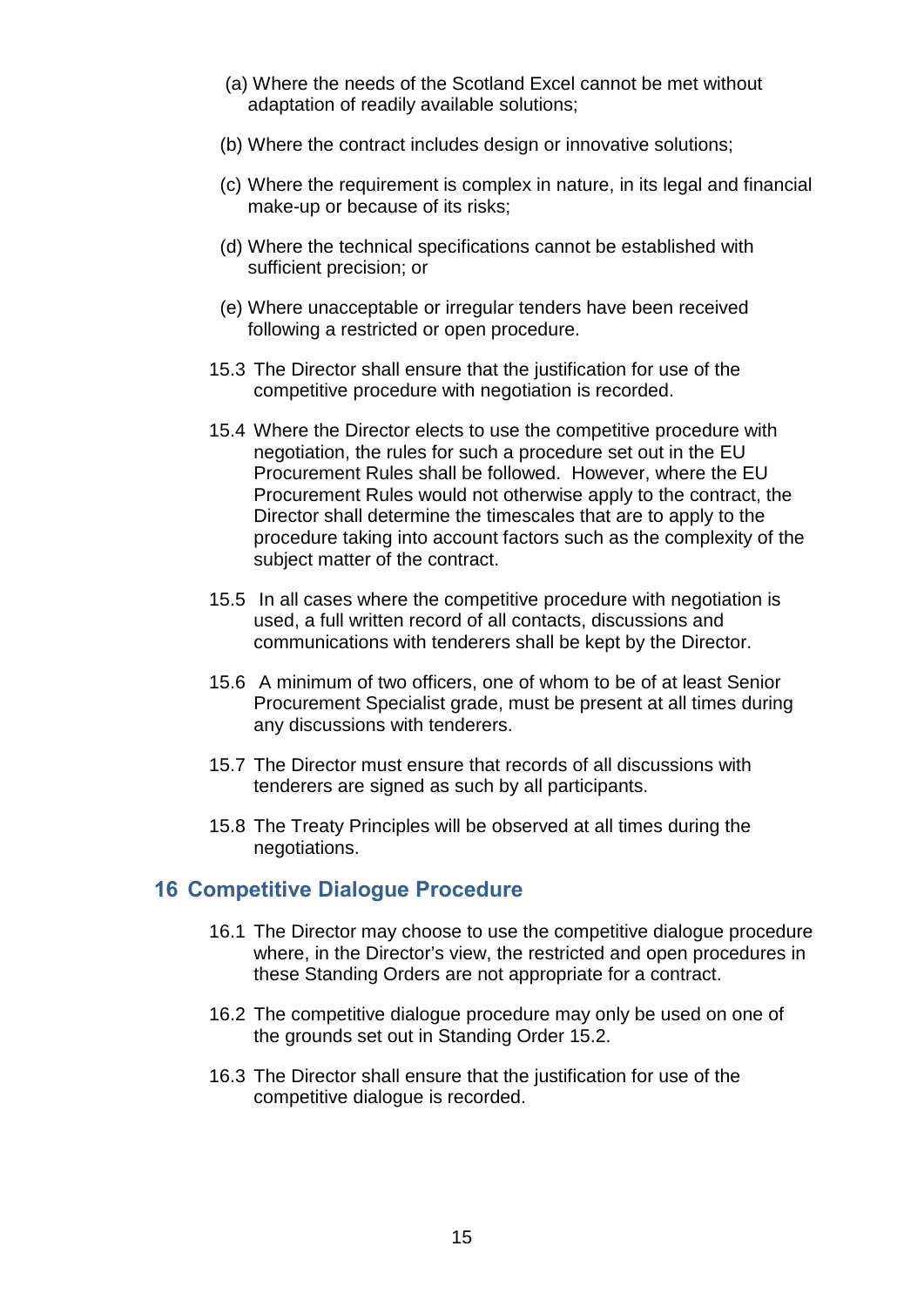(a) Where the needs of the Scotland Excel cannot be met without adaptation of readily available solutions;

(b) Where the contract includes design or innovative solutions;

(c) Where the requirement is complex in nature, in its legal and financial make-up or because of its risks;

(d) Where the technical specifications cannot be established with sufficient precision; or

(e) Where unacceptable or irregular tenders have been received following a restricted or open procedure.

15.3 The Director shall ensure that the justification for use of the competitive procedure with negotiation is recorded.

15.4 Where the Director elects to use the competitive procedure with negotiation, the rules for such a procedure set out in the EU Procurement Rules shall be followed. However, where the EU Procurement Rules would not otherwise apply to the contract, the Director shall determine the timescales that are to apply to the procedure taking into account factors such as the complexity of the subject matter of the contract.

15.5 In all cases where the competitive procedure with negotiation is used, a full written record of all contacts, discussions and communications with tenderers shall be kept by the Director.

15.6 A minimum of two officers, one of whom to be of at least Senior Procurement Specialist grade, must be present at all times during any discussions with tenderers.

15.7 The Director must ensure that records of all discussions with tenderers are signed as such by all participants.

15.8 The Treaty Principles will be observed at all times during the negotiations.

## 16 Competitive Dialogue Procedure

16.1 The Director may choose to use the competitive dialogue procedure where, in the Director's view, the restricted and open procedures in these Standing Orders are not appropriate for a contract.

16.2 The competitive dialogue procedure may only be used on one of the grounds set out in Standing Order 15.2.

16.3 The Director shall ensure that the justification for use of the competitive dialogue is recorded.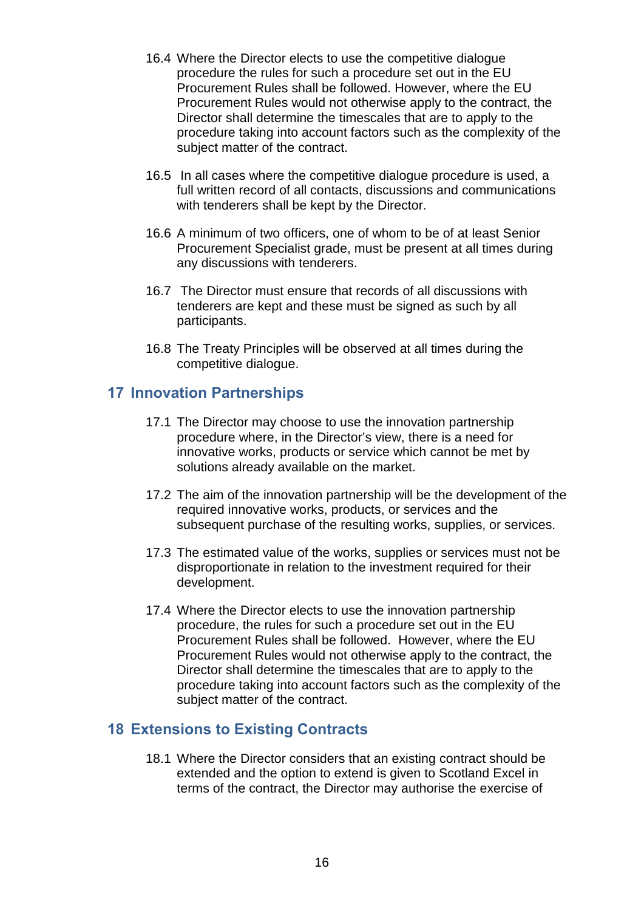16.4 Where the Director elects to use the competitive dialogue procedure the rules for such a procedure set out in the EU Procurement Rules shall be followed. However, where the EU Procurement Rules would not otherwise apply to the contract, the Director shall determine the timescales that are to apply to the procedure taking into account factors such as the complexity of the subject matter of the contract.

16.5 In all cases where the competitive dialogue procedure is used, a full written record of all contacts, discussions and communications with tenderers shall be kept by the Director.

16.6 A minimum of two officers, one of whom to be of at least Senior Procurement Specialist grade, must be present at all times during any discussions with tenderers.

16.7 The Director must ensure that records of all discussions with tenderers are kept and these must be signed as such by all participants.

16.8 The Treaty Principles will be observed at all times during the competitive dialogue.

## 17 Innovation Partnerships

17.1 The Director may choose to use the innovation partnership procedure where, in the Director's view, there is a need for innovative works, products or service which cannot be met by solutions already available on the market.

17.2 The aim of the innovation partnership will be the development of the required innovative works, products, or services and the subsequent purchase of the resulting works, supplies, or services.

17.3 The estimated value of the works, supplies or services must not be disproportionate in relation to the investment required for their development.

17.4 Where the Director elects to use the innovation partnership procedure, the rules for such a procedure set out in the EU Procurement Rules shall be followed. However, where the EU Procurement Rules would not otherwise apply to the contract, the Director shall determine the timescales that are to apply to the procedure taking into account factors such as the complexity of the subject matter of the contract.

## 18 Extensions to Existing Contracts

18.1 Where the Director considers that an existing contract should be extended and the option to extend is given to Scotland Excel in terms of the contract, the Director may authorise the exercise of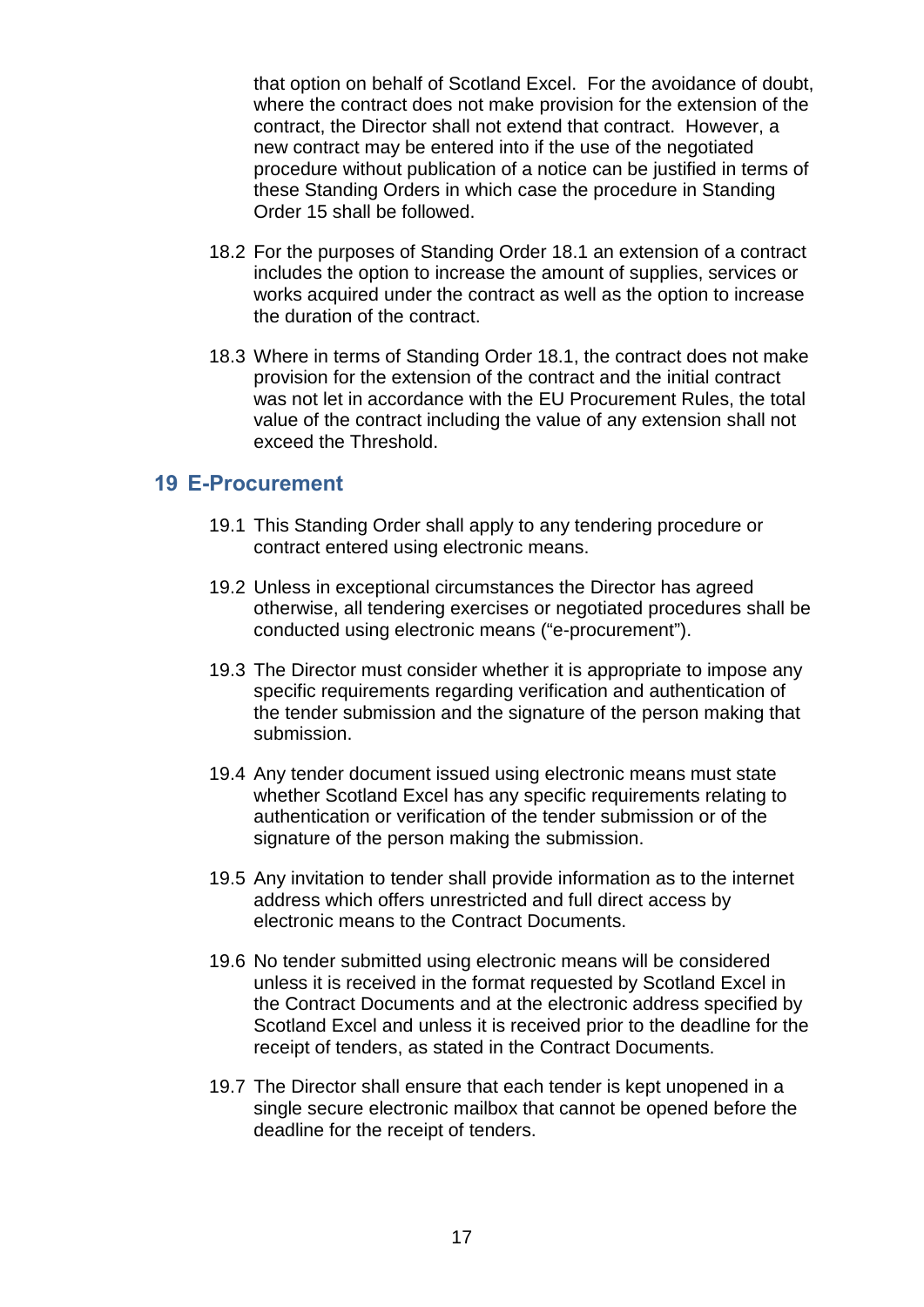that option on behalf of Scotland Excel. For the avoidance of doubt, where the contract does not make provision for the extension of the contract, the Director shall not extend that contract. However, a new contract may be entered into if the use of the negotiated procedure without publication of a notice can be justified in terms of these Standing Orders in which case the procedure in Standing Order 15 shall be followed.

18.2 For the purposes of Standing Order 18.1 an extension of a contract includes the option to increase the amount of supplies, services or works acquired under the contract as well as the option to increase the duration of the contract.

18.3 Where in terms of Standing Order 18.1, the contract does not make provision for the extension of the contract and the initial contract was not let in accordance with the EU Procurement Rules, the total value of the contract including the value of any extension shall not exceed the Threshold.

## 19 E-Procurement

19.1 This Standing Order shall apply to any tendering procedure or contract entered using electronic means.

19.2 Unless in exceptional circumstances the Director has agreed otherwise, all tendering exercises or negotiated procedures shall be conducted using electronic means ("e-procurement").

19.3 The Director must consider whether it is appropriate to impose any specific requirements regarding verification and authentication of the tender submission and the signature of the person making that submission.

19.4 Any tender document issued using electronic means must state whether Scotland Excel has any specific requirements relating to authentication or verification of the tender submission or of the signature of the person making the submission.

19.5 Any invitation to tender shall provide information as to the internet address which offers unrestricted and full direct access by electronic means to the Contract Documents.

19.6 No tender submitted using electronic means will be considered unless it is received in the format requested by Scotland Excel in the Contract Documents and at the electronic address specified by Scotland Excel and unless it is received prior to the deadline for the receipt of tenders, as stated in the Contract Documents.

19.7 The Director shall ensure that each tender is kept unopened in a single secure electronic mailbox that cannot be opened before the deadline for the receipt of tenders.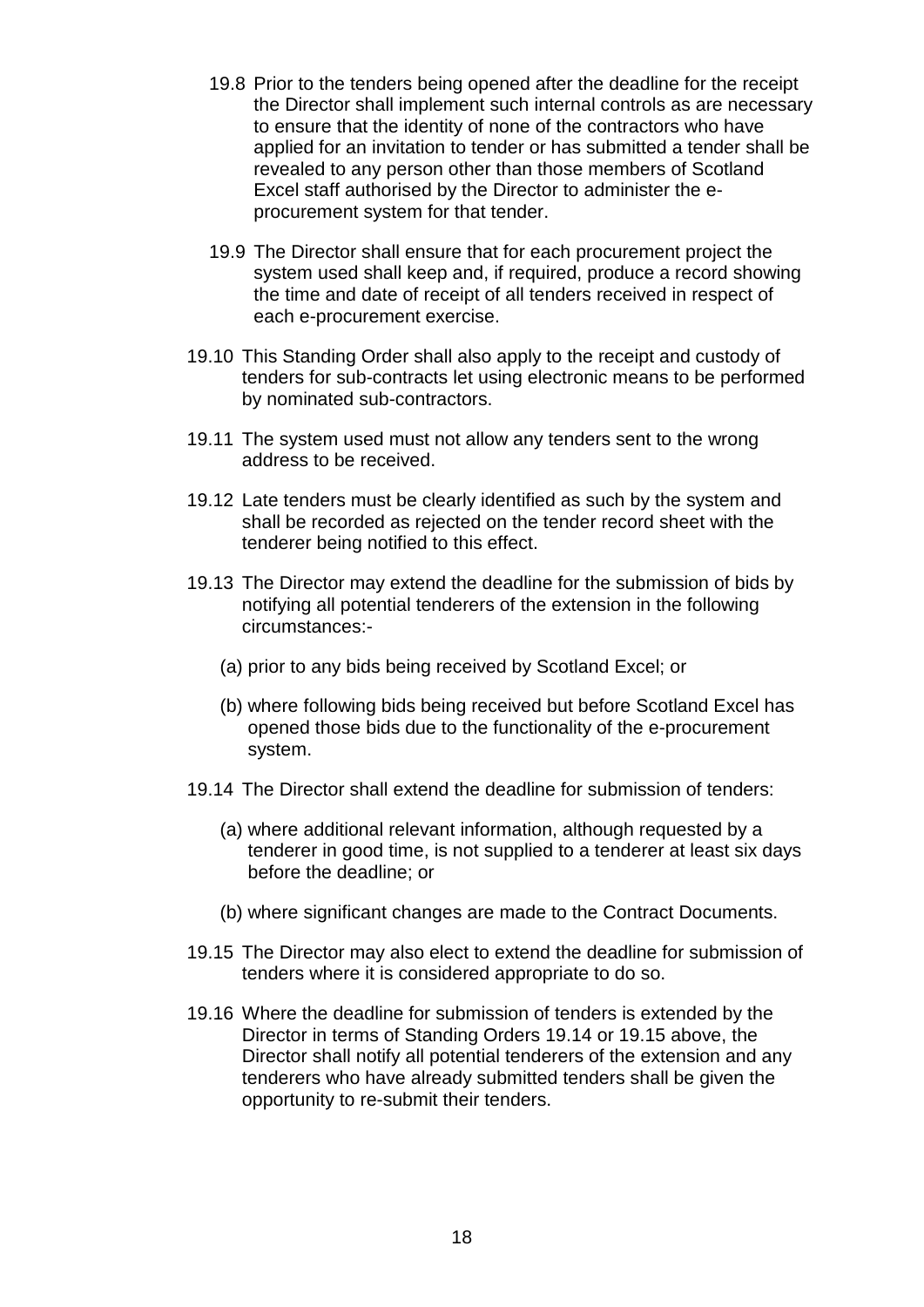19.8 Prior to the tenders being opened after the deadline for the receipt the Director shall implement such internal controls as are necessary to ensure that the identity of none of the contractors who have applied for an invitation to tender or has submitted a tender shall be revealed to any person other than those members of Scotland Excel staff authorised by the Director to administer the e-procurement system for that tender.

19.9 The Director shall ensure that for each procurement project the system used shall keep and, if required, produce a record showing the time and date of receipt of all tenders received in respect of each e-procurement exercise.

19.10 This Standing Order shall also apply to the receipt and custody of tenders for sub-contracts let using electronic means to be performed by nominated sub-contractors.

19.11 The system used must not allow any tenders sent to the wrong address to be received.

19.12 Late tenders must be clearly identified as such by the system and shall be recorded as rejected on the tender record sheet with the tenderer being notified to this effect.

19.13 The Director may extend the deadline for the submission of bids by notifying all potential tenderers of the extension in the following circumstances:-

(a) prior to any bids being received by Scotland Excel; or

(b) where following bids being received but before Scotland Excel has opened those bids due to the functionality of the e-procurement system.

19.14 The Director shall extend the deadline for submission of tenders:

(a) where additional relevant information, although requested by a tenderer in good time, is not supplied to a tenderer at least six days before the deadline; or

(b) where significant changes are made to the Contract Documents.

19.15 The Director may also elect to extend the deadline for submission of tenders where it is considered appropriate to do so.

19.16 Where the deadline for submission of tenders is extended by the Director in terms of Standing Orders 19.14 or 19.15 above, the Director shall notify all potential tenderers of the extension and any tenderers who have already submitted tenders shall be given the opportunity to re-submit their tenders.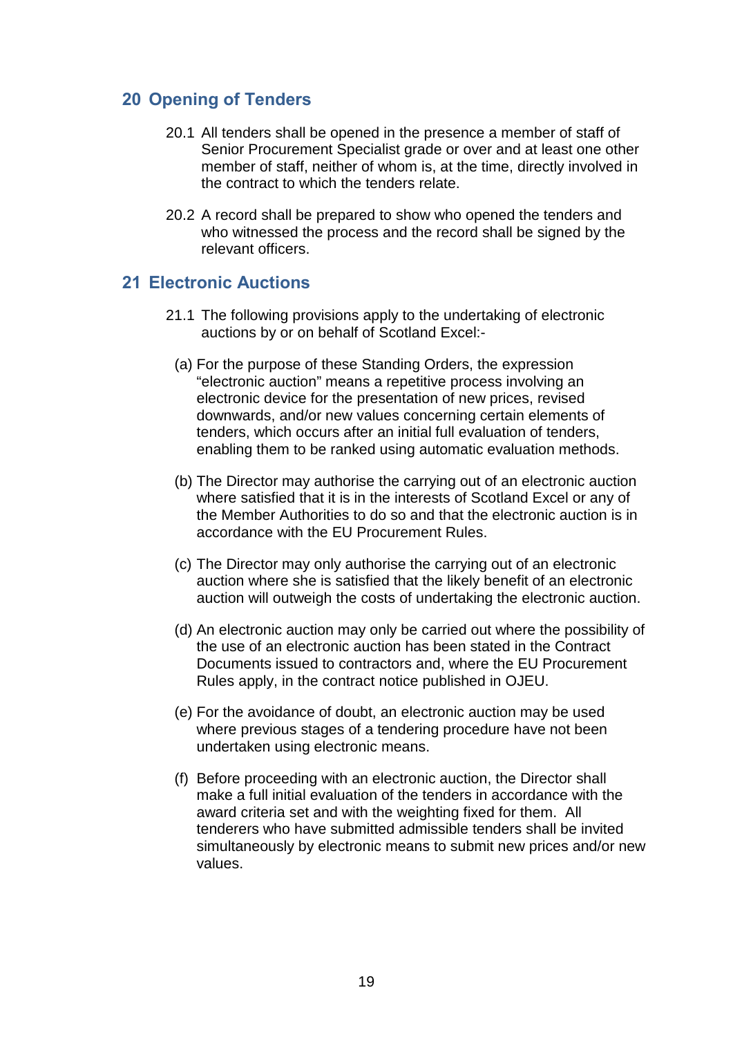## 20 Opening of Tenders

20.1 All tenders shall be opened in the presence a member of staff of Senior Procurement Specialist grade or over and at least one other member of staff, neither of whom is, at the time, directly involved in the contract to which the tenders relate.

20.2 A record shall be prepared to show who opened the tenders and who witnessed the process and the record shall be signed by the relevant officers.

## 21 Electronic Auctions

21.1 The following provisions apply to the undertaking of electronic auctions by or on behalf of Scotland Excel:-

(a) For the purpose of these Standing Orders, the expression "electronic auction" means a repetitive process involving an electronic device for the presentation of new prices, revised downwards, and/or new values concerning certain elements of tenders, which occurs after an initial full evaluation of tenders, enabling them to be ranked using automatic evaluation methods.

(b) The Director may authorise the carrying out of an electronic auction where satisfied that it is in the interests of Scotland Excel or any of the Member Authorities to do so and that the electronic auction is in accordance with the EU Procurement Rules.

(c) The Director may only authorise the carrying out of an electronic auction where she is satisfied that the likely benefit of an electronic auction will outweigh the costs of undertaking the electronic auction.

(d) An electronic auction may only be carried out where the possibility of the use of an electronic auction has been stated in the Contract Documents issued to contractors and, where the EU Procurement Rules apply, in the contract notice published in OJEU.

(e) For the avoidance of doubt, an electronic auction may be used where previous stages of a tendering procedure have not been undertaken using electronic means.

(f) Before proceeding with an electronic auction, the Director shall make a full initial evaluation of the tenders in accordance with the award criteria set and with the weighting fixed for them. All tenderers who have submitted admissible tenders shall be invited simultaneously by electronic means to submit new prices and/or new values.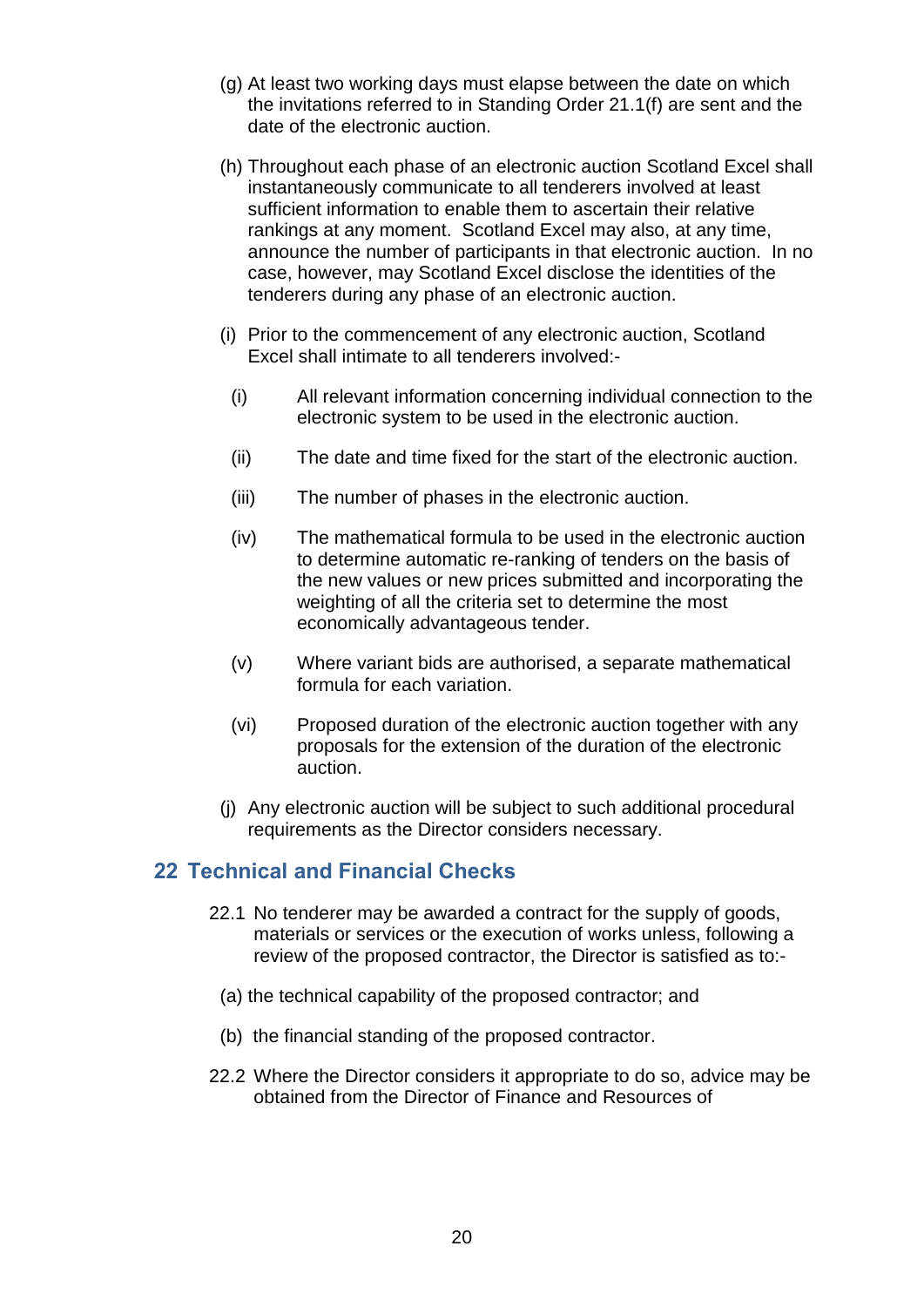(g) At least two working days must elapse between the date on which the invitations referred to in Standing Order 21.1(f) are sent and the date of the electronic auction.

(h) Throughout each phase of an electronic auction Scotland Excel shall instantaneously communicate to all tenderers involved at least sufficient information to enable them to ascertain their relative rankings at any moment. Scotland Excel may also, at any time, announce the number of participants in that electronic auction. In no case, however, may Scotland Excel disclose the identities of the tenderers during any phase of an electronic auction.

(i) Prior to the commencement of any electronic auction, Scotland Excel shall intimate to all tenderers involved:-

- (i) All relevant information concerning individual connection to the electronic system to be used in the electronic auction.
- (ii) The date and time fixed for the start of the electronic auction.
- (iii) The number of phases in the electronic auction.
- (iv) The mathematical formula to be used in the electronic auction to determine automatic re-ranking of tenders on the basis of the new values or new prices submitted and incorporating the weighting of all the criteria set to determine the most economically advantageous tender.
- (v) Where variant bids are authorised, a separate mathematical formula for each variation.
- (vi) Proposed duration of the electronic auction together with any proposals for the extension of the duration of the electronic auction.

(j) Any electronic auction will be subject to such additional procedural requirements as the Director considers necessary.

## 22 Technical and Financial Checks

22.1 No tenderer may be awarded a contract for the supply of goods, materials or services or the execution of works unless, following a review of the proposed contractor, the Director is satisfied as to:-

(a) the technical capability of the proposed contractor; and

(b) the financial standing of the proposed contractor.

22.2 Where the Director considers it appropriate to do so, advice may be obtained from the Director of Finance and Resources of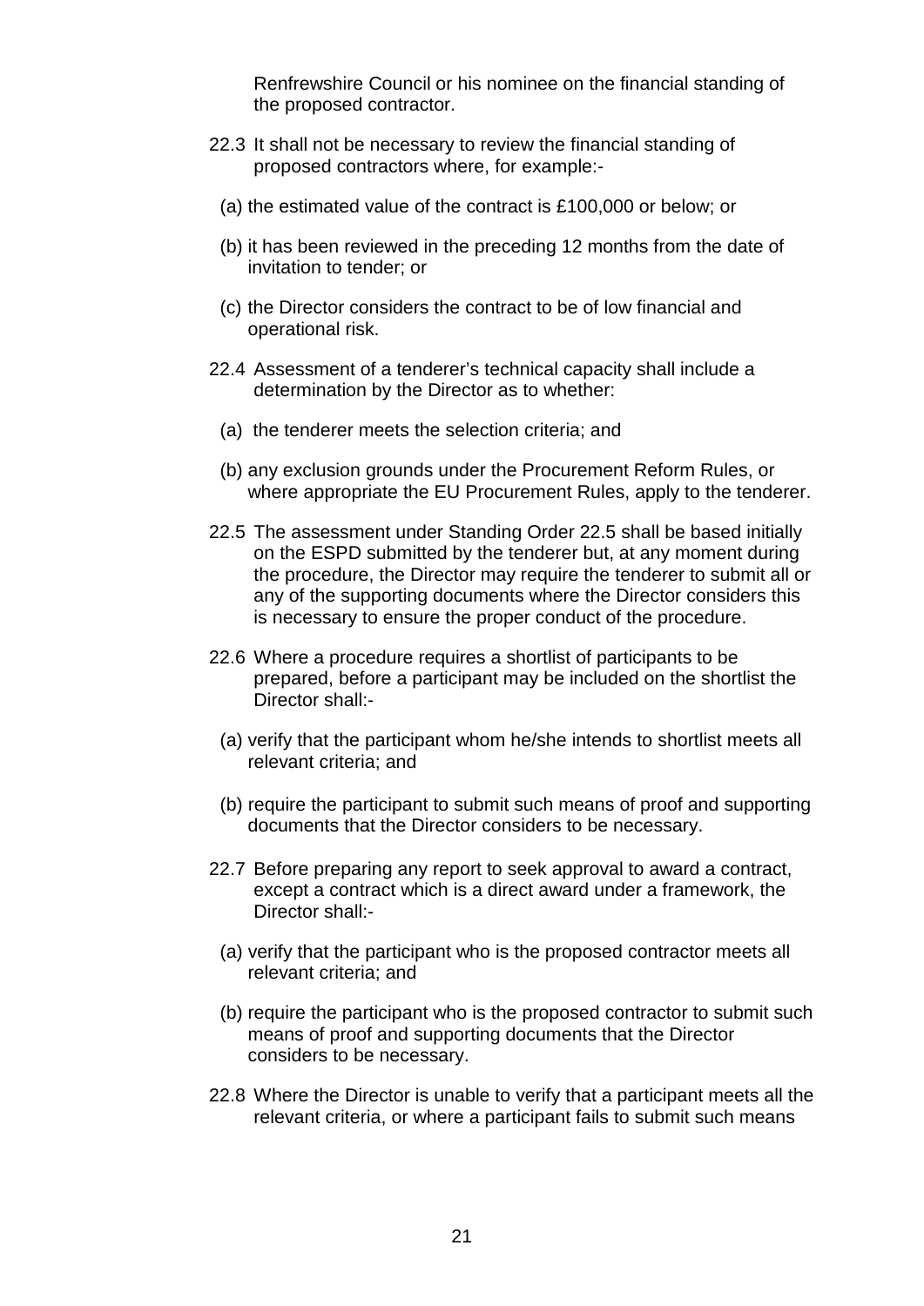Renfrewshire Council or his nominee on the financial standing of the proposed contractor.

22.3 It shall not be necessary to review the financial standing of proposed contractors where, for example:-

(a) the estimated value of the contract is £100,000 or below; or

(b) it has been reviewed in the preceding 12 months from the date of invitation to tender; or

(c) the Director considers the contract to be of low financial and operational risk.

22.4 Assessment of a tenderer's technical capacity shall include a determination by the Director as to whether:

(a) the tenderer meets the selection criteria; and

(b) any exclusion grounds under the Procurement Reform Rules, or where appropriate the EU Procurement Rules, apply to the tenderer.

22.5 The assessment under Standing Order 22.5 shall be based initially on the ESPD submitted by the tenderer but, at any moment during the procedure, the Director may require the tenderer to submit all or any of the supporting documents where the Director considers this is necessary to ensure the proper conduct of the procedure.

22.6 Where a procedure requires a shortlist of participants to be prepared, before a participant may be included on the shortlist the Director shall:-

(a) verify that the participant whom he/she intends to shortlist meets all relevant criteria; and

(b) require the participant to submit such means of proof and supporting documents that the Director considers to be necessary.

22.7 Before preparing any report to seek approval to award a contract, except a contract which is a direct award under a framework, the Director shall:-

(a) verify that the participant who is the proposed contractor meets all relevant criteria; and

(b) require the participant who is the proposed contractor to submit such means of proof and supporting documents that the Director considers to be necessary.

22.8 Where the Director is unable to verify that a participant meets all the relevant criteria, or where a participant fails to submit such means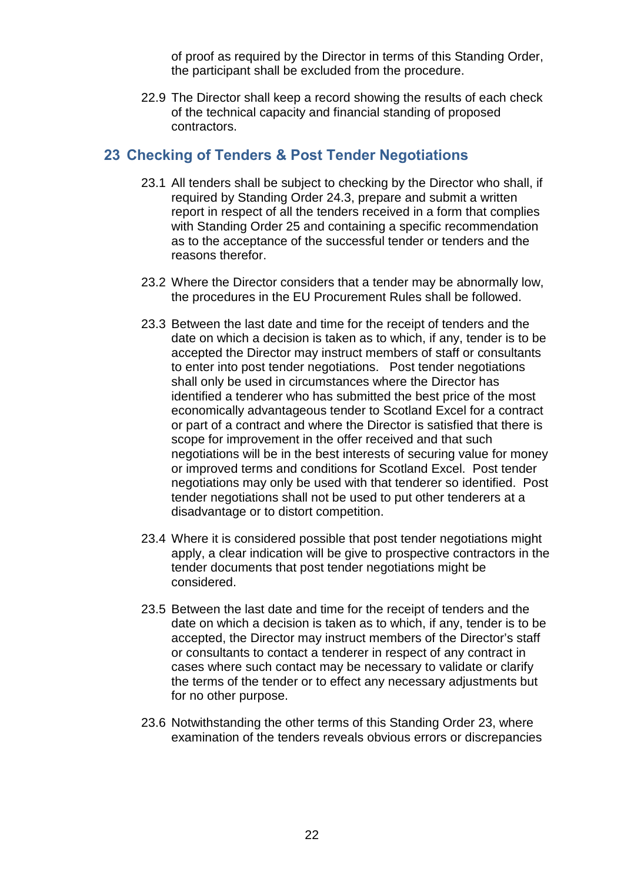of proof as required by the Director in terms of this Standing Order, the participant shall be excluded from the procedure.

22.9 The Director shall keep a record showing the results of each check of the technical capacity and financial standing of proposed contractors.

## 23 Checking of Tenders & Post Tender Negotiations

23.1 All tenders shall be subject to checking by the Director who shall, if required by Standing Order 24.3, prepare and submit a written report in respect of all the tenders received in a form that complies with Standing Order 25 and containing a specific recommendation as to the acceptance of the successful tender or tenders and the reasons therefor.

23.2 Where the Director considers that a tender may be abnormally low, the procedures in the EU Procurement Rules shall be followed.

23.3 Between the last date and time for the receipt of tenders and the date on which a decision is taken as to which, if any, tender is to be accepted the Director may instruct members of staff or consultants to enter into post tender negotiations. Post tender negotiations shall only be used in circumstances where the Director has identified a tenderer who has submitted the best price of the most economically advantageous tender to Scotland Excel for a contract or part of a contract and where the Director is satisfied that there is scope for improvement in the offer received and that such negotiations will be in the best interests of securing value for money or improved terms and conditions for Scotland Excel. Post tender negotiations may only be used with that tenderer so identified. Post tender negotiations shall not be used to put other tenderers at a disadvantage or to distort competition.

23.4 Where it is considered possible that post tender negotiations might apply, a clear indication will be give to prospective contractors in the tender documents that post tender negotiations might be considered.

23.5 Between the last date and time for the receipt of tenders and the date on which a decision is taken as to which, if any, tender is to be accepted, the Director may instruct members of the Director's staff or consultants to contact a tenderer in respect of any contract in cases where such contact may be necessary to validate or clarify the terms of the tender or to effect any necessary adjustments but for no other purpose.

23.6 Notwithstanding the other terms of this Standing Order 23, where examination of the tenders reveals obvious errors or discrepancies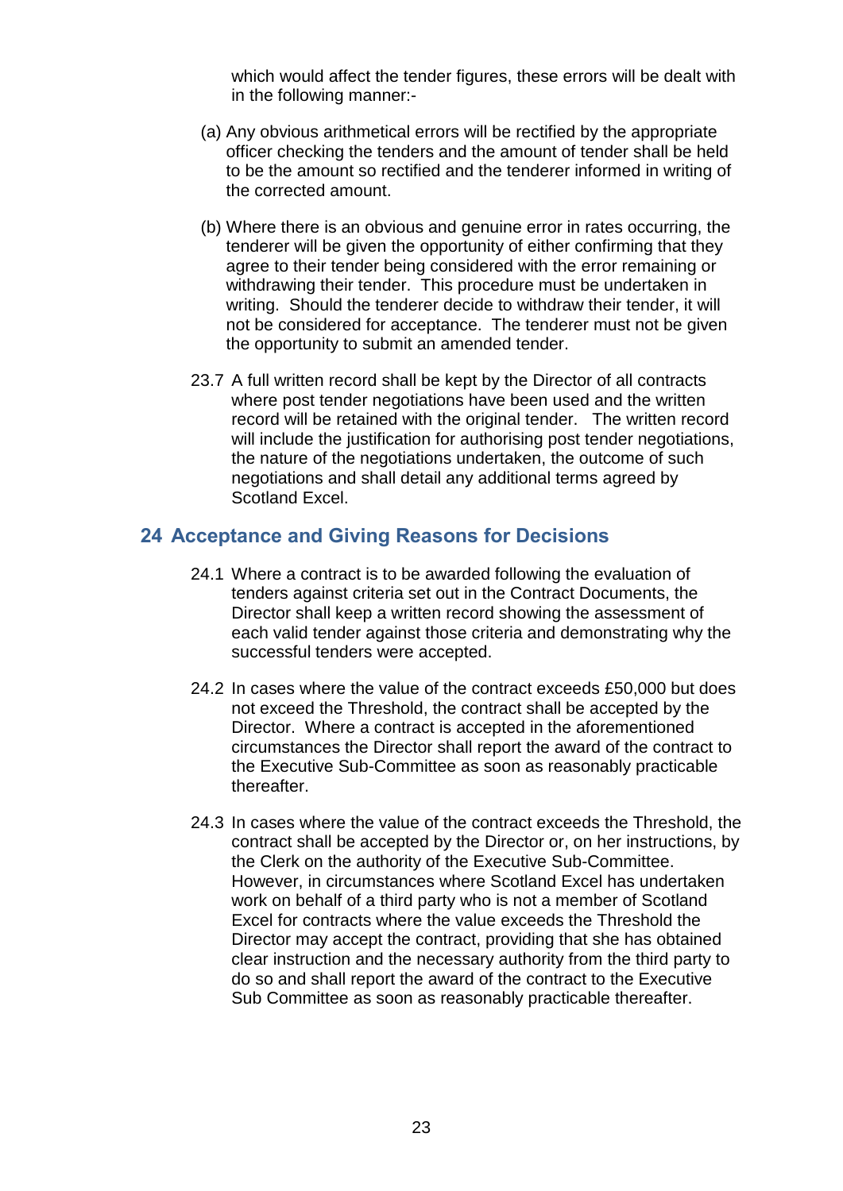which would affect the tender figures, these errors will be dealt with in the following manner:-

(a) Any obvious arithmetical errors will be rectified by the appropriate officer checking the tenders and the amount of tender shall be held to be the amount so rectified and the tenderer informed in writing of the corrected amount.

(b) Where there is an obvious and genuine error in rates occurring, the tenderer will be given the opportunity of either confirming that they agree to their tender being considered with the error remaining or withdrawing their tender. This procedure must be undertaken in writing. Should the tenderer decide to withdraw their tender, it will not be considered for acceptance. The tenderer must not be given the opportunity to submit an amended tender.

23.7 A full written record shall be kept by the Director of all contracts where post tender negotiations have been used and the written record will be retained with the original tender. The written record will include the justification for authorising post tender negotiations, the nature of the negotiations undertaken, the outcome of such negotiations and shall detail any additional terms agreed by Scotland Excel.

## 24 Acceptance and Giving Reasons for Decisions

24.1 Where a contract is to be awarded following the evaluation of tenders against criteria set out in the Contract Documents, the Director shall keep a written record showing the assessment of each valid tender against those criteria and demonstrating why the successful tenders were accepted.

24.2 In cases where the value of the contract exceeds £50,000 but does not exceed the Threshold, the contract shall be accepted by the Director. Where a contract is accepted in the aforementioned circumstances the Director shall report the award of the contract to the Executive Sub-Committee as soon as reasonably practicable thereafter.

24.3 In cases where the value of the contract exceeds the Threshold, the contract shall be accepted by the Director or, on her instructions, by the Clerk on the authority of the Executive Sub-Committee. However, in circumstances where Scotland Excel has undertaken work on behalf of a third party who is not a member of Scotland Excel for contracts where the value exceeds the Threshold the Director may accept the contract, providing that she has obtained clear instruction and the necessary authority from the third party to do so and shall report the award of the contract to the Executive Sub Committee as soon as reasonably practicable thereafter.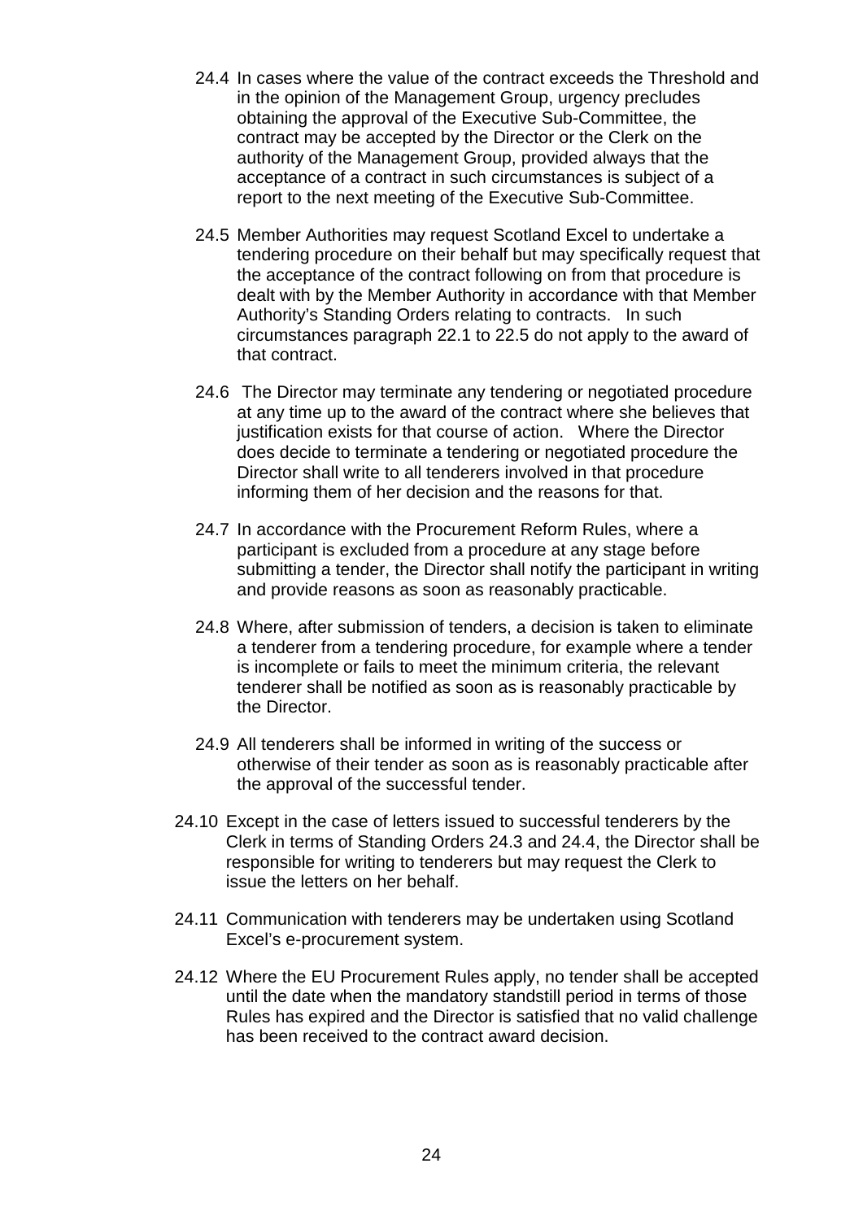24.4 In cases where the value of the contract exceeds the Threshold and in the opinion of the Management Group, urgency precludes obtaining the approval of the Executive Sub-Committee, the contract may be accepted by the Director or the Clerk on the authority of the Management Group, provided always that the acceptance of a contract in such circumstances is subject of a report to the next meeting of the Executive Sub-Committee.

24.5 Member Authorities may request Scotland Excel to undertake a tendering procedure on their behalf but may specifically request that the acceptance of the contract following on from that procedure is dealt with by the Member Authority in accordance with that Member Authority's Standing Orders relating to contracts. In such circumstances paragraph 22.1 to 22.5 do not apply to the award of that contract.

24.6 The Director may terminate any tendering or negotiated procedure at any time up to the award of the contract where she believes that justification exists for that course of action. Where the Director does decide to terminate a tendering or negotiated procedure the Director shall write to all tenderers involved in that procedure informing them of her decision and the reasons for that.

24.7 In accordance with the Procurement Reform Rules, where a participant is excluded from a procedure at any stage before submitting a tender, the Director shall notify the participant in writing and provide reasons as soon as reasonably practicable.

24.8 Where, after submission of tenders, a decision is taken to eliminate a tenderer from a tendering procedure, for example where a tender is incomplete or fails to meet the minimum criteria, the relevant tenderer shall be notified as soon as is reasonably practicable by the Director.

24.9 All tenderers shall be informed in writing of the success or otherwise of their tender as soon as is reasonably practicable after the approval of the successful tender.

24.10 Except in the case of letters issued to successful tenderers by the Clerk in terms of Standing Orders 24.3 and 24.4, the Director shall be responsible for writing to tenderers but may request the Clerk to issue the letters on her behalf.

24.11 Communication with tenderers may be undertaken using Scotland Excel's e-procurement system.

24.12 Where the EU Procurement Rules apply, no tender shall be accepted until the date when the mandatory standstill period in terms of those Rules has expired and the Director is satisfied that no valid challenge has been received to the contract award decision.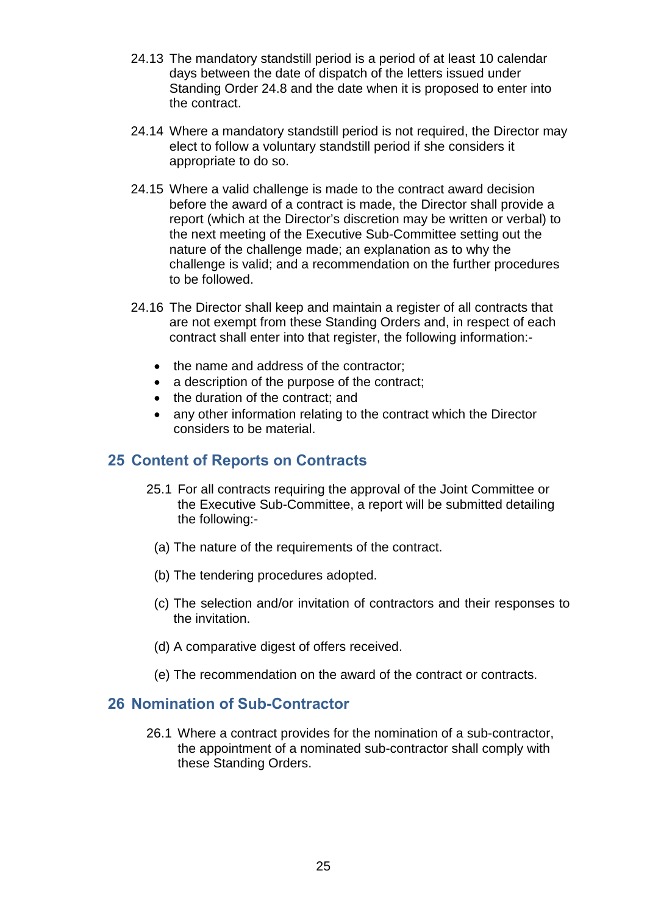24.13 The mandatory standstill period is a period of at least 10 calendar days between the date of dispatch of the letters issued under Standing Order 24.8 and the date when it is proposed to enter into the contract.

24.14 Where a mandatory standstill period is not required, the Director may elect to follow a voluntary standstill period if she considers it appropriate to do so.

24.15 Where a valid challenge is made to the contract award decision before the award of a contract is made, the Director shall provide a report (which at the Director's discretion may be written or verbal) to the next meeting of the Executive Sub-Committee setting out the nature of the challenge made; an explanation as to why the challenge is valid; and a recommendation on the further procedures to be followed.

24.16 The Director shall keep and maintain a register of all contracts that are not exempt from these Standing Orders and, in respect of each contract shall enter into that register, the following information:-

- the name and address of the contractor;
- a description of the purpose of the contract;
- the duration of the contract; and
- any other information relating to the contract which the Director considers to be material.

## 25 Content of Reports on Contracts

25.1 For all contracts requiring the approval of the Joint Committee or the Executive Sub-Committee, a report will be submitted detailing the following:-

(a) The nature of the requirements of the contract.

(b) The tendering procedures adopted.

(c) The selection and/or invitation of contractors and their responses to the invitation.

(d) A comparative digest of offers received.

(e) The recommendation on the award of the contract or contracts.

## 26 Nomination of Sub-Contractor

26.1 Where a contract provides for the nomination of a sub-contractor, the appointment of a nominated sub-contractor shall comply with these Standing Orders.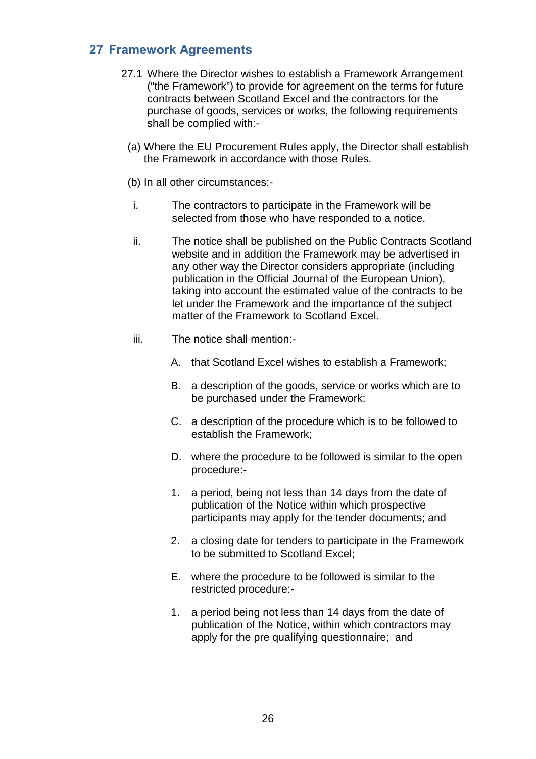## 27 Framework Agreements

27.1 Where the Director wishes to establish a Framework Arrangement ("the Framework") to provide for agreement on the terms for future contracts between Scotland Excel and the contractors for the purchase of goods, services or works, the following requirements shall be complied with:-

(a) Where the EU Procurement Rules apply, the Director shall establish the Framework in accordance with those Rules.

(b) In all other circumstances:-

i. The contractors to participate in the Framework will be selected from those who have responded to a notice.

ii. The notice shall be published on the Public Contracts Scotland website and in addition the Framework may be advertised in any other way the Director considers appropriate (including publication in the Official Journal of the European Union), taking into account the estimated value of the contracts to be let under the Framework and the importance of the subject matter of the Framework to Scotland Excel.

iii. The notice shall mention:-

A. that Scotland Excel wishes to establish a Framework;

B. a description of the goods, service or works which are to be purchased under the Framework;

C. a description of the procedure which is to be followed to establish the Framework;

D. where the procedure to be followed is similar to the open procedure:-

1. a period, being not less than 14 days from the date of publication of the Notice within which prospective participants may apply for the tender documents; and

2. a closing date for tenders to participate in the Framework to be submitted to Scotland Excel;

E. where the procedure to be followed is similar to the restricted procedure:-

1. a period being not less than 14 days from the date of publication of the Notice, within which contractors may apply for the pre qualifying questionnaire; and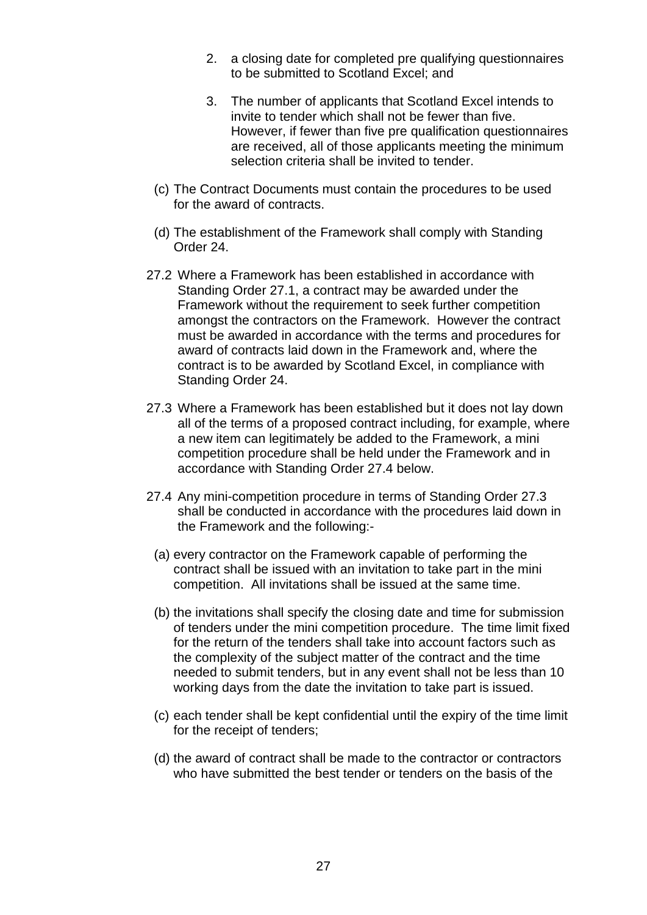2. a closing date for completed pre qualifying questionnaires to be submitted to Scotland Excel; and

3. The number of applicants that Scotland Excel intends to invite to tender which shall not be fewer than five. However, if fewer than five pre qualification questionnaires are received, all of those applicants meeting the minimum selection criteria shall be invited to tender.

(c) The Contract Documents must contain the procedures to be used for the award of contracts.

(d) The establishment of the Framework shall comply with Standing Order 24.

27.2 Where a Framework has been established in accordance with Standing Order 27.1, a contract may be awarded under the Framework without the requirement to seek further competition amongst the contractors on the Framework. However the contract must be awarded in accordance with the terms and procedures for award of contracts laid down in the Framework and, where the contract is to be awarded by Scotland Excel, in compliance with Standing Order 24.

27.3 Where a Framework has been established but it does not lay down all of the terms of a proposed contract including, for example, where a new item can legitimately be added to the Framework, a mini competition procedure shall be held under the Framework and in accordance with Standing Order 27.4 below.

27.4 Any mini-competition procedure in terms of Standing Order 27.3 shall be conducted in accordance with the procedures laid down in the Framework and the following:-

(a) every contractor on the Framework capable of performing the contract shall be issued with an invitation to take part in the mini competition. All invitations shall be issued at the same time.

(b) the invitations shall specify the closing date and time for submission of tenders under the mini competition procedure. The time limit fixed for the return of the tenders shall take into account factors such as the complexity of the subject matter of the contract and the time needed to submit tenders, but in any event shall not be less than 10 working days from the date the invitation to take part is issued.

(c) each tender shall be kept confidential until the expiry of the time limit for the receipt of tenders;

(d) the award of contract shall be made to the contractor or contractors who have submitted the best tender or tenders on the basis of the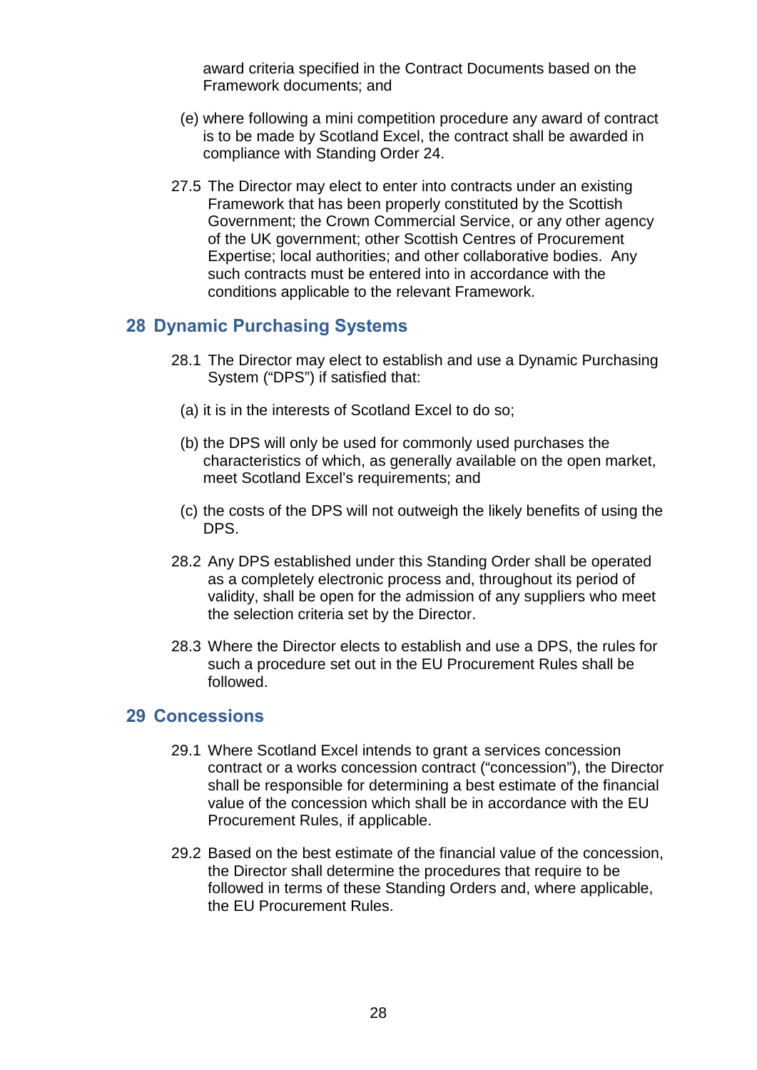award criteria specified in the Contract Documents based on the Framework documents; and

(e) where following a mini competition procedure any award of contract is to be made by Scotland Excel, the contract shall be awarded in compliance with Standing Order 24.

27.5 The Director may elect to enter into contracts under an existing Framework that has been properly constituted by the Scottish Government; the Crown Commercial Service, or any other agency of the UK government; other Scottish Centres of Procurement Expertise; local authorities; and other collaborative bodies. Any such contracts must be entered into in accordance with the conditions applicable to the relevant Framework.

## 28 Dynamic Purchasing Systems

28.1 The Director may elect to establish and use a Dynamic Purchasing System ("DPS") if satisfied that:

(a) it is in the interests of Scotland Excel to do so;

(b) the DPS will only be used for commonly used purchases the characteristics of which, as generally available on the open market, meet Scotland Excel's requirements; and

(c) the costs of the DPS will not outweigh the likely benefits of using the DPS.

28.2 Any DPS established under this Standing Order shall be operated as a completely electronic process and, throughout its period of validity, shall be open for the admission of any suppliers who meet the selection criteria set by the Director.

28.3 Where the Director elects to establish and use a DPS, the rules for such a procedure set out in the EU Procurement Rules shall be followed.

## 29 Concessions

29.1 Where Scotland Excel intends to grant a services concession contract or a works concession contract ("concession"), the Director shall be responsible for determining a best estimate of the financial value of the concession which shall be in accordance with the EU Procurement Rules, if applicable.

29.2 Based on the best estimate of the financial value of the concession, the Director shall determine the procedures that require to be followed in terms of these Standing Orders and, where applicable, the EU Procurement Rules.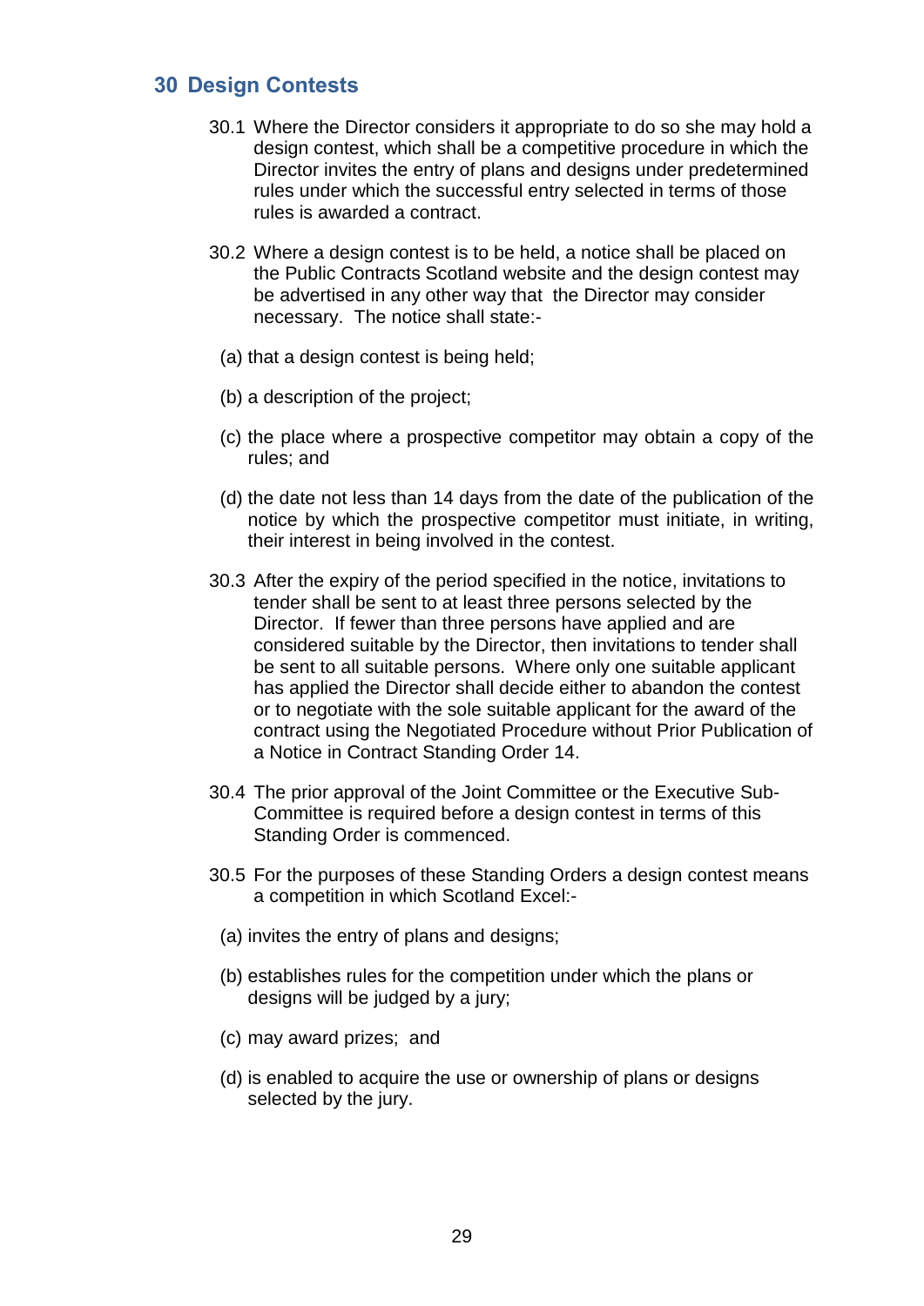## 30 Design Contests

30.1 Where the Director considers it appropriate to do so she may hold a design contest, which shall be a competitive procedure in which the Director invites the entry of plans and designs under predetermined rules under which the successful entry selected in terms of those rules is awarded a contract.

30.2 Where a design contest is to be held, a notice shall be placed on the Public Contracts Scotland website and the design contest may be advertised in any other way that the Director may consider necessary. The notice shall state:-

(a) that a design contest is being held;

(b) a description of the project;

(c) the place where a prospective competitor may obtain a copy of the rules; and

(d) the date not less than 14 days from the date of the publication of the notice by which the prospective competitor must initiate, in writing, their interest in being involved in the contest.

30.3 After the expiry of the period specified in the notice, invitations to tender shall be sent to at least three persons selected by the Director. If fewer than three persons have applied and are considered suitable by the Director, then invitations to tender shall be sent to all suitable persons. Where only one suitable applicant has applied the Director shall decide either to abandon the contest or to negotiate with the sole suitable applicant for the award of the contract using the Negotiated Procedure without Prior Publication of a Notice in Contract Standing Order 14.

30.4 The prior approval of the Joint Committee or the Executive Sub-Committee is required before a design contest in terms of this Standing Order is commenced.

30.5 For the purposes of these Standing Orders a design contest means a competition in which Scotland Excel:-

(a) invites the entry of plans and designs;

(b) establishes rules for the competition under which the plans or designs will be judged by a jury;

(c) may award prizes; and

(d) is enabled to acquire the use or ownership of plans or designs selected by the jury.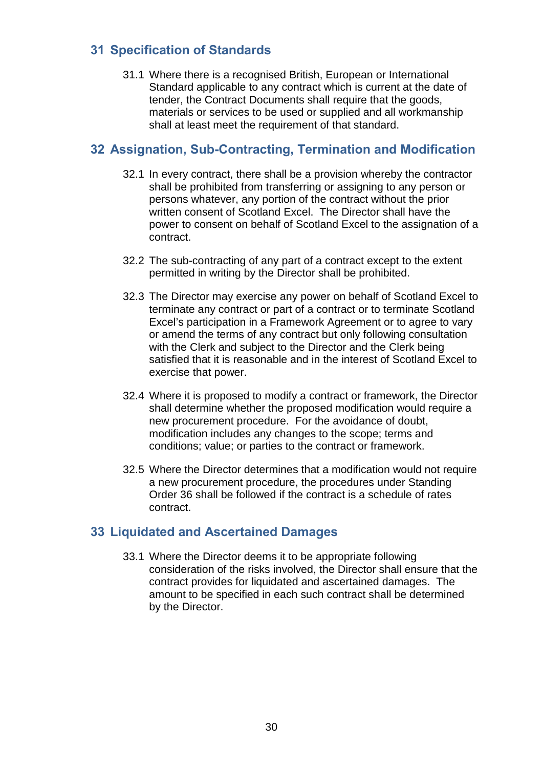## 31 Specification of Standards

31.1 Where there is a recognised British, European or International Standard applicable to any contract which is current at the date of tender, the Contract Documents shall require that the goods, materials or services to be used or supplied and all workmanship shall at least meet the requirement of that standard.

## 32 Assignation, Sub-Contracting, Termination and Modification

32.1 In every contract, there shall be a provision whereby the contractor shall be prohibited from transferring or assigning to any person or persons whatever, any portion of the contract without the prior written consent of Scotland Excel. The Director shall have the power to consent on behalf of Scotland Excel to the assignation of a contract.

32.2 The sub-contracting of any part of a contract except to the extent permitted in writing by the Director shall be prohibited.

32.3 The Director may exercise any power on behalf of Scotland Excel to terminate any contract or part of a contract or to terminate Scotland Excel's participation in a Framework Agreement or to agree to vary or amend the terms of any contract but only following consultation with the Clerk and subject to the Director and the Clerk being satisfied that it is reasonable and in the interest of Scotland Excel to exercise that power.

32.4 Where it is proposed to modify a contract or framework, the Director shall determine whether the proposed modification would require a new procurement procedure. For the avoidance of doubt, modification includes any changes to the scope; terms and conditions; value; or parties to the contract or framework.

32.5 Where the Director determines that a modification would not require a new procurement procedure, the procedures under Standing Order 36 shall be followed if the contract is a schedule of rates contract.

## 33 Liquidated and Ascertained Damages

33.1 Where the Director deems it to be appropriate following consideration of the risks involved, the Director shall ensure that the contract provides for liquidated and ascertained damages. The amount to be specified in each such contract shall be determined by the Director.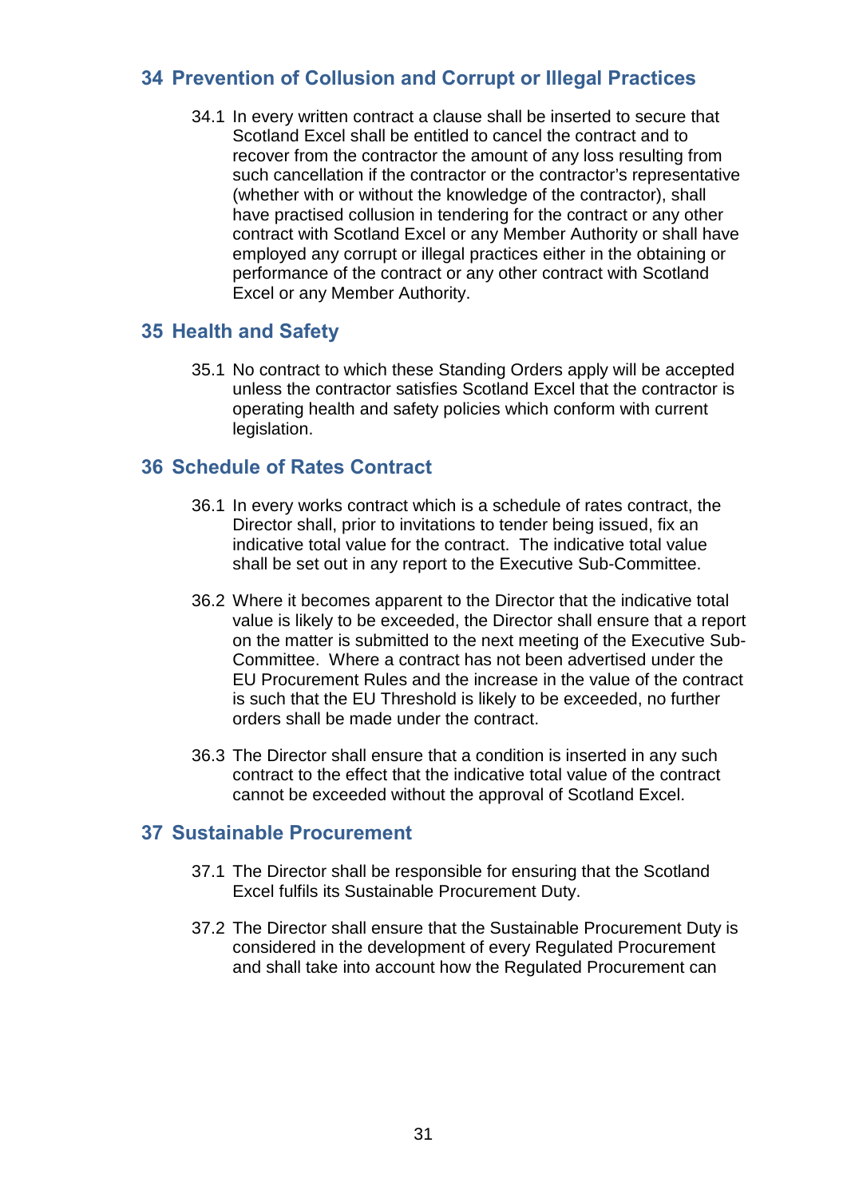## 34 Prevention of Collusion and Corrupt or Illegal Practices

34.1 In every written contract a clause shall be inserted to secure that Scotland Excel shall be entitled to cancel the contract and to recover from the contractor the amount of any loss resulting from such cancellation if the contractor or the contractor's representative (whether with or without the knowledge of the contractor), shall have practised collusion in tendering for the contract or any other contract with Scotland Excel or any Member Authority or shall have employed any corrupt or illegal practices either in the obtaining or performance of the contract or any other contract with Scotland Excel or any Member Authority.

## 35 Health and Safety

35.1 No contract to which these Standing Orders apply will be accepted unless the contractor satisfies Scotland Excel that the contractor is operating health and safety policies which conform with current legislation.

## 36 Schedule of Rates Contract

36.1 In every works contract which is a schedule of rates contract, the Director shall, prior to invitations to tender being issued, fix an indicative total value for the contract. The indicative total value shall be set out in any report to the Executive Sub-Committee.

36.2 Where it becomes apparent to the Director that the indicative total value is likely to be exceeded, the Director shall ensure that a report on the matter is submitted to the next meeting of the Executive Sub-Committee. Where a contract has not been advertised under the EU Procurement Rules and the increase in the value of the contract is such that the EU Threshold is likely to be exceeded, no further orders shall be made under the contract.

36.3 The Director shall ensure that a condition is inserted in any such contract to the effect that the indicative total value of the contract cannot be exceeded without the approval of Scotland Excel.

## 37 Sustainable Procurement

37.1 The Director shall be responsible for ensuring that the Scotland Excel fulfils its Sustainable Procurement Duty.

37.2 The Director shall ensure that the Sustainable Procurement Duty is considered in the development of every Regulated Procurement and shall take into account how the Regulated Procurement can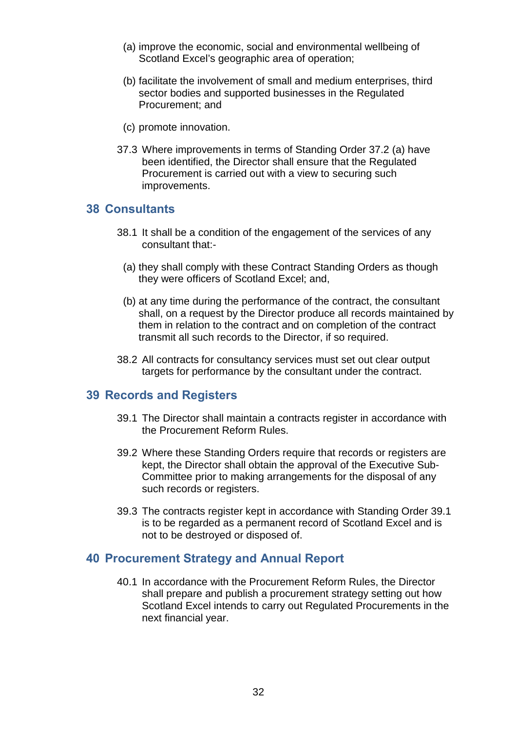(a) improve the economic, social and environmental wellbeing of Scotland Excel's geographic area of operation;

(b) facilitate the involvement of small and medium enterprises, third sector bodies and supported businesses in the Regulated Procurement; and

(c) promote innovation.

37.3 Where improvements in terms of Standing Order 37.2 (a) have been identified, the Director shall ensure that the Regulated Procurement is carried out with a view to securing such improvements.

## 38 Consultants

38.1 It shall be a condition of the engagement of the services of any consultant that:-

(a) they shall comply with these Contract Standing Orders as though they were officers of Scotland Excel; and,

(b) at any time during the performance of the contract, the consultant shall, on a request by the Director produce all records maintained by them in relation to the contract and on completion of the contract transmit all such records to the Director, if so required.

38.2 All contracts for consultancy services must set out clear output targets for performance by the consultant under the contract.

## 39 Records and Registers

39.1 The Director shall maintain a contracts register in accordance with the Procurement Reform Rules.

39.2 Where these Standing Orders require that records or registers are kept, the Director shall obtain the approval of the Executive Sub-Committee prior to making arrangements for the disposal of any such records or registers.

39.3 The contracts register kept in accordance with Standing Order 39.1 is to be regarded as a permanent record of Scotland Excel and is not to be destroyed or disposed of.

## 40 Procurement Strategy and Annual Report

40.1 In accordance with the Procurement Reform Rules, the Director shall prepare and publish a procurement strategy setting out how Scotland Excel intends to carry out Regulated Procurements in the next financial year.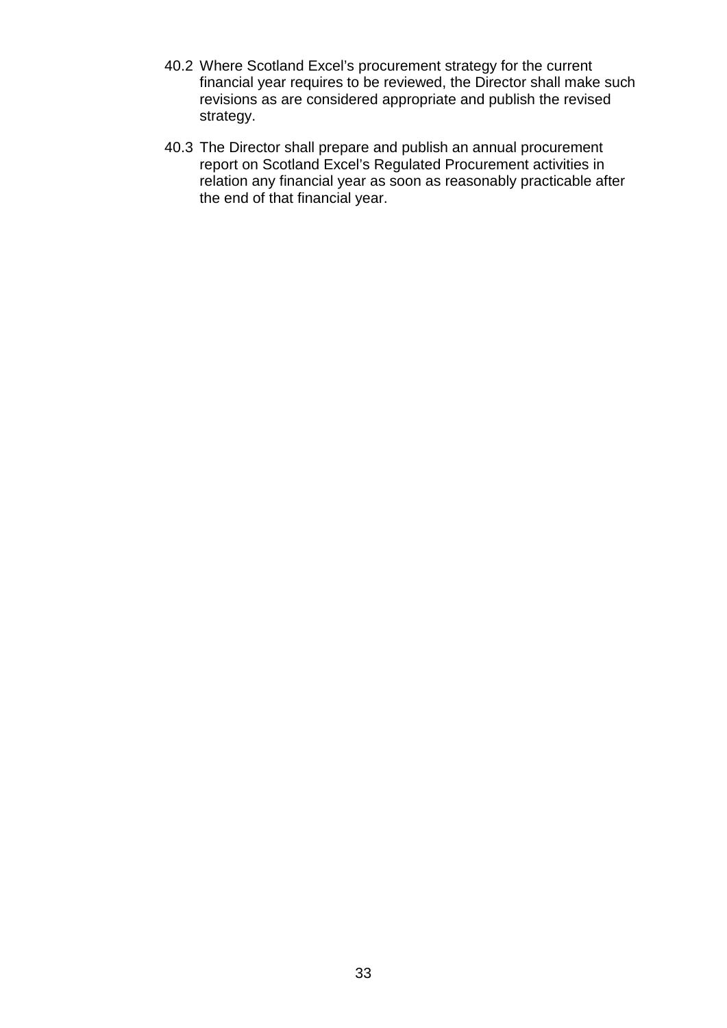40.2 Where Scotland Excel's procurement strategy for the current financial year requires to be reviewed, the Director shall make such revisions as are considered appropriate and publish the revised strategy.

40.3 The Director shall prepare and publish an annual procurement report on Scotland Excel's Regulated Procurement activities in relation any financial year as soon as reasonably practicable after the end of that financial year.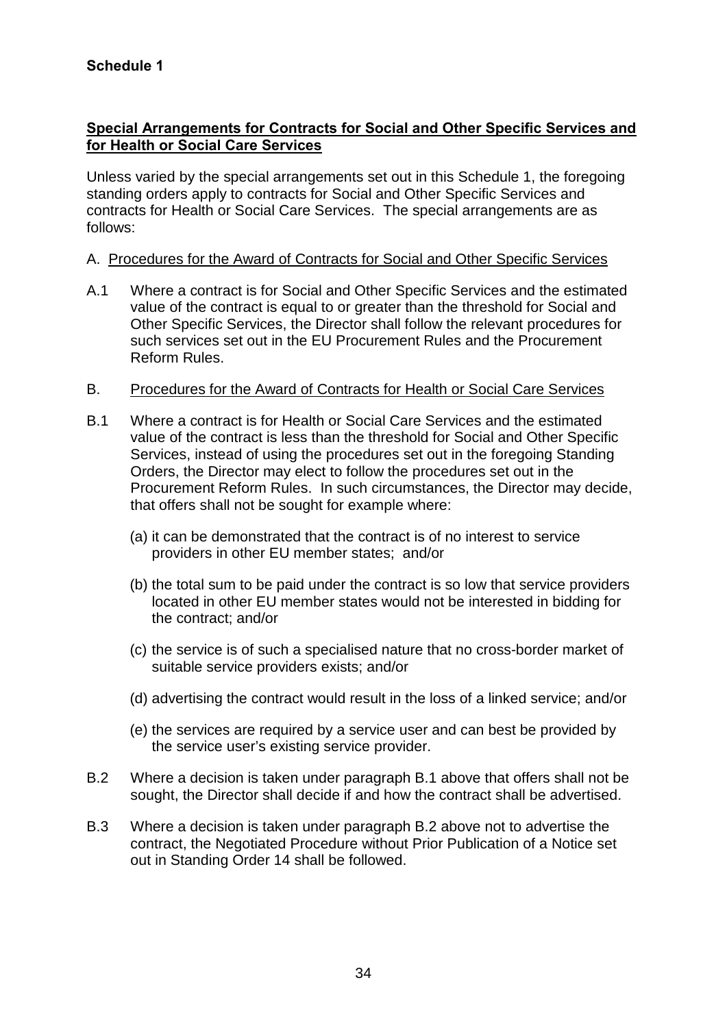**Schedule 1**

**Special Arrangements for Contracts for Social and Other Specific Services and for Health or Social Care Services**

Unless varied by the special arrangements set out in this Schedule 1, the foregoing standing orders apply to contracts for Social and Other Specific Services and contracts for Health or Social Care Services. The special arrangements are as follows:

A. Procedures for the Award of Contracts for Social and Other Specific Services

A.1 Where a contract is for Social and Other Specific Services and the estimated value of the contract is equal to or greater than the threshold for Social and Other Specific Services, the Director shall follow the relevant procedures for such services set out in the EU Procurement Rules and the Procurement Reform Rules.

B. Procedures for the Award of Contracts for Health or Social Care Services

B.1 Where a contract is for Health or Social Care Services and the estimated value of the contract is less than the threshold for Social and Other Specific Services, instead of using the procedures set out in the foregoing Standing Orders, the Director may elect to follow the procedures set out in the Procurement Reform Rules. In such circumstances, the Director may decide, that offers shall not be sought for example where:

(a) it can be demonstrated that the contract is of no interest to service providers in other EU member states; and/or

(b) the total sum to be paid under the contract is so low that service providers located in other EU member states would not be interested in bidding for the contract; and/or

(c) the service is of such a specialised nature that no cross-border market of suitable service providers exists; and/or

(d) advertising the contract would result in the loss of a linked service; and/or

(e) the services are required by a service user and can best be provided by the service user's existing service provider.

B.2 Where a decision is taken under paragraph B.1 above that offers shall not be sought, the Director shall decide if and how the contract shall be advertised.

B.3 Where a decision is taken under paragraph B.2 above not to advertise the contract, the Negotiated Procedure without Prior Publication of a Notice set out in Standing Order 14 shall be followed.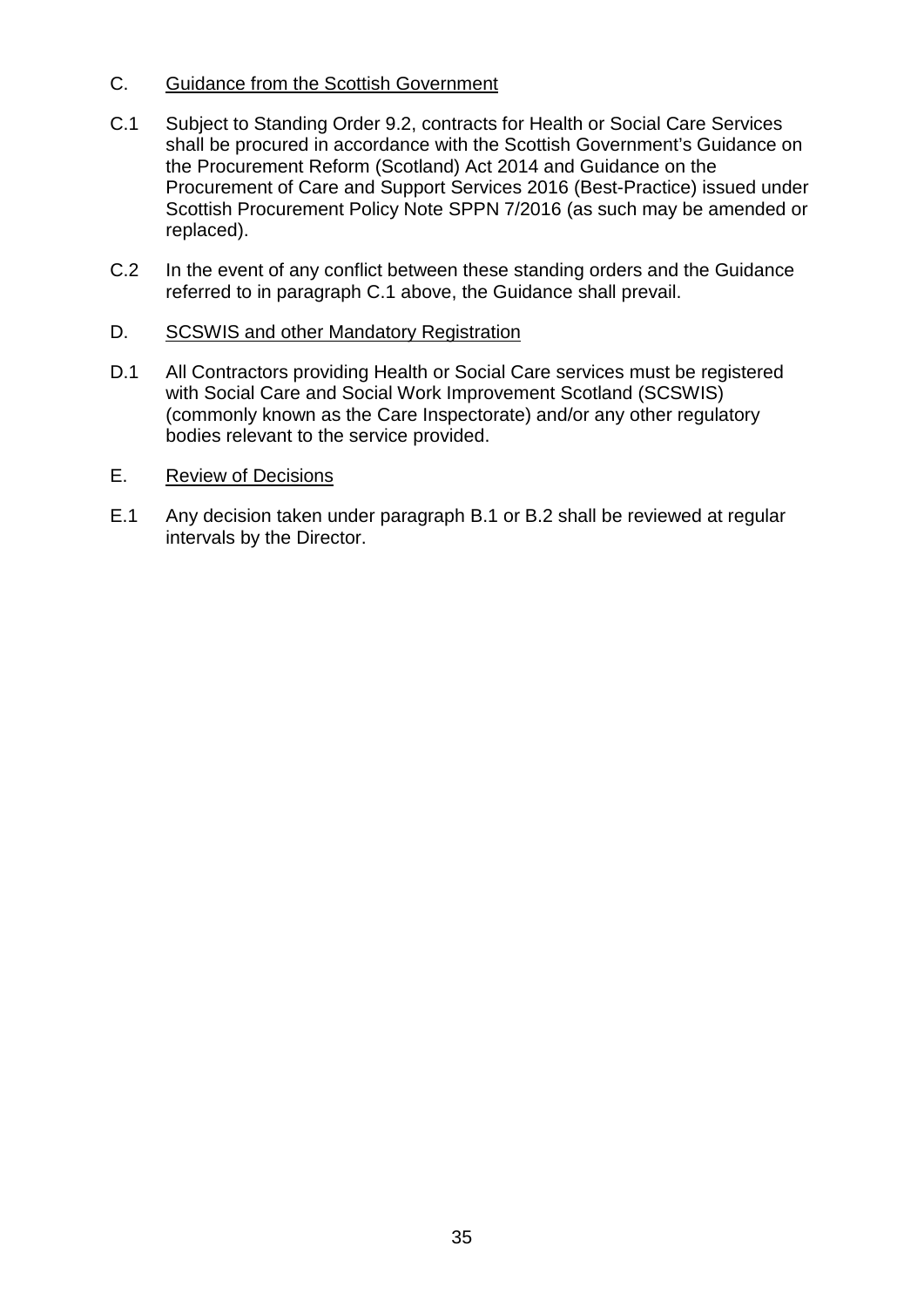C. <u>Guidance from the Scottish Government</u>

C.1 Subject to Standing Order 9.2, contracts for Health or Social Care Services shall be procured in accordance with the Scottish Government's Guidance on the Procurement Reform (Scotland) Act 2014 and Guidance on the Procurement of Care and Support Services 2016 (Best-Practice) issued under Scottish Procurement Policy Note SPPN 7/2016 (as such may be amended or replaced).

C.2 In the event of any conflict between these standing orders and the Guidance referred to in paragraph C.1 above, the Guidance shall prevail.

D. <u>SCSWIS and other Mandatory Registration</u>

D.1 All Contractors providing Health or Social Care services must be registered with Social Care and Social Work Improvement Scotland (SCSWIS) (commonly known as the Care Inspectorate) and/or any other regulatory bodies relevant to the service provided.

E. <u>Review of Decisions</u>

E.1 Any decision taken under paragraph B.1 or B.2 shall be reviewed at regular intervals by the Director.